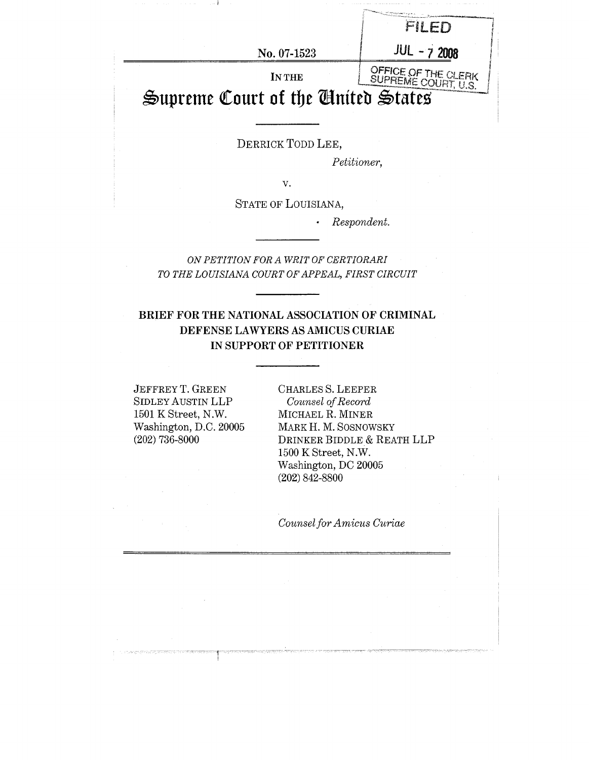FILED

JUL - 7 2008

OFFICE OF THE CLERK
SUPREME COURT, U.S.

No. 07-1523

IN THE

# Supreme Court of the United States

DERRICK TODD LEE,

*Petitioner,*

v.

STATE OF LOUISIANA,

*Respondent.*

*ON PETITION FOR A WRIT OF CERTIORARI TO THE LOUISIANA COURT OF APPEAL, FIRST CIRCUIT*

**BRIEF FOR THE NATIONAL ASSOCIATION OF CRIMINAL DEFENSE LAWYERS AS AMICUS CURIAE IN SUPPORT OF PETITIONER**

JEFFREY T. GREEN
SIDLEY AUSTIN LLP
1501 K Street, N.W.
Washington, D.C. 20005
(202) 736-8000

CHARLES S. LEEPER
*Counsel of Record*
MICHAEL R. MINER
MARK H. M. SOSNOWSKY
DRINKER BIDDLE & REATH LLP
1500 K Street, N.W.
Washington, DC 20005
(202) 842-8800

*Counsel for Amicus Curiae*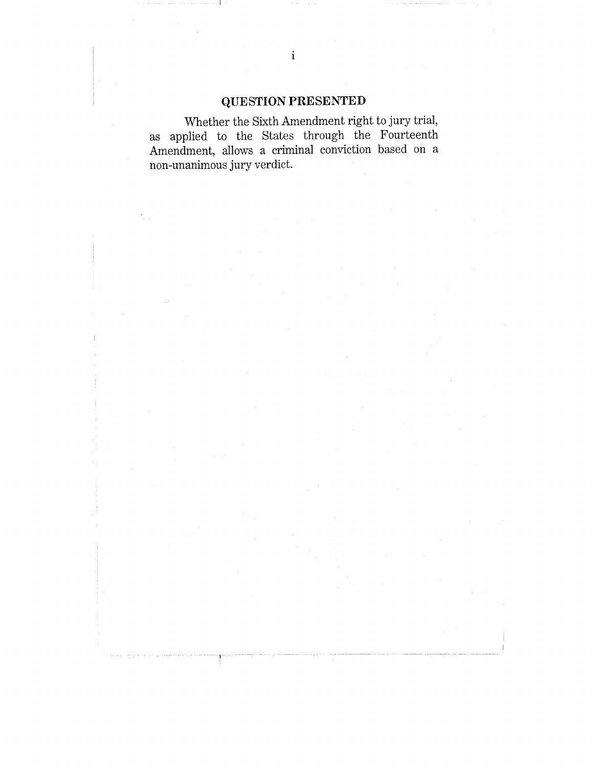## QUESTION PRESENTED

Whether the Sixth Amendment right to jury trial, as applied to the States through the Fourteenth Amendment, allows a criminal conviction based on a non-unanimous jury verdict.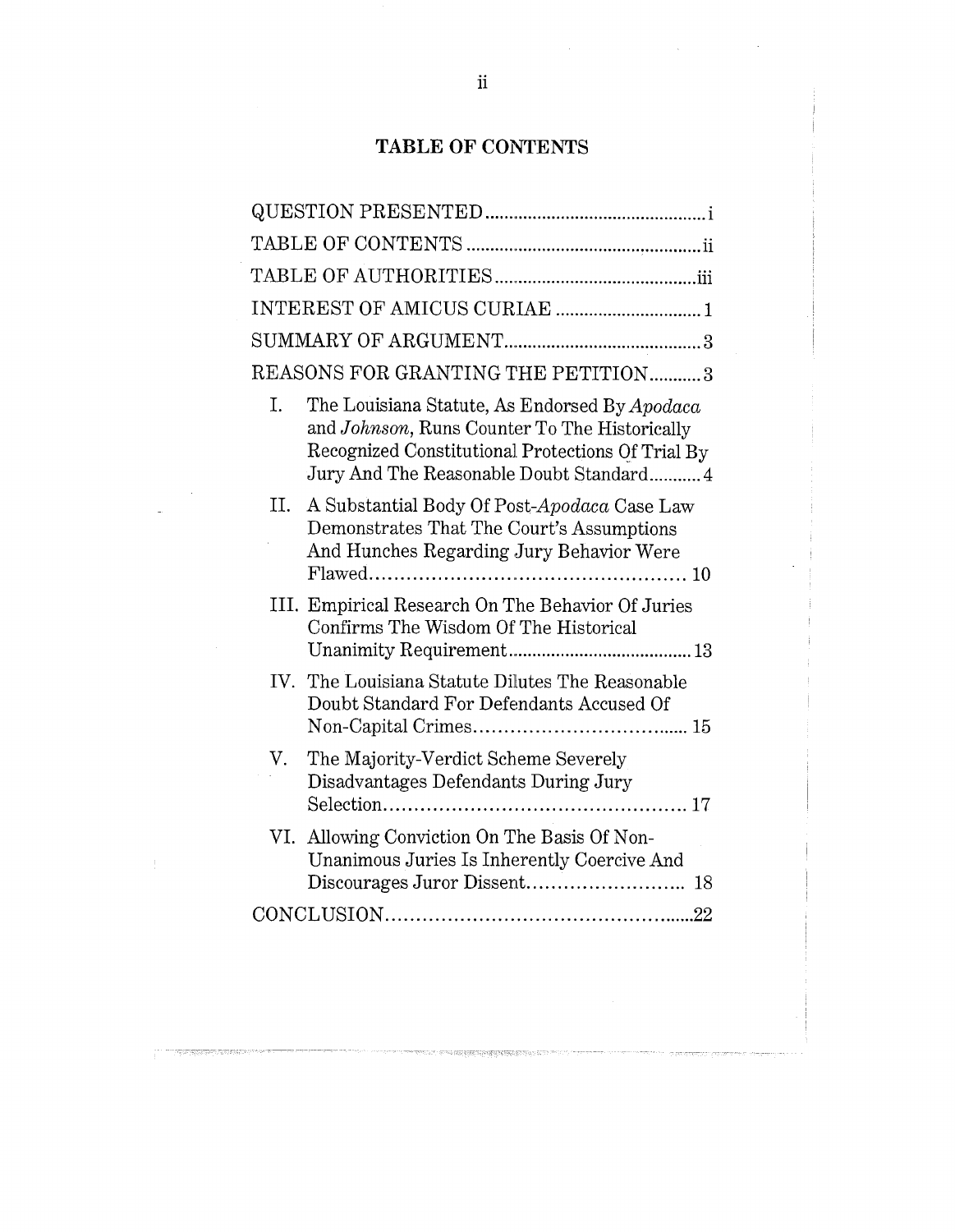# TABLE OF CONTENTS

QUESTION PRESENTED .............................................. i

TABLE OF CONTENTS .............................................. ii

TABLE OF AUTHORITIES .......................................... iii

INTEREST OF AMICUS CURIAE .............................. 1

SUMMARY OF ARGUMENT.......................................... 3

REASONS FOR GRANTING THE PETITION........... 3

I. The Louisiana Statute, As Endorsed By *Apodaca* and *Johnson*, Runs Counter To The Historically Recognized Constitutional Protections Of Trial By Jury And The Reasonable Doubt Standard........... 4

II. A Substantial Body Of Post-*Apodaca* Case Law Demonstrates That The Court's Assumptions And Hunches Regarding Jury Behavior Were Flawed.................................................. 10

III. Empirical Research On The Behavior Of Juries Confirms The Wisdom Of The Historical Unanimity Requirement....................................... 13

IV. The Louisiana Statute Dilutes The Reasonable Doubt Standard For Defendants Accused Of Non-Capital Crimes..................................... 15

V. The Majority-Verdict Scheme Severely Disadvantages Defendants During Jury Selection................................................. 17

VI. Allowing Conviction On The Basis Of Non-Unanimous Juries Is Inherently Coercive And Discourages Juror Dissent.......................... 18

CONCLUSION...................................................22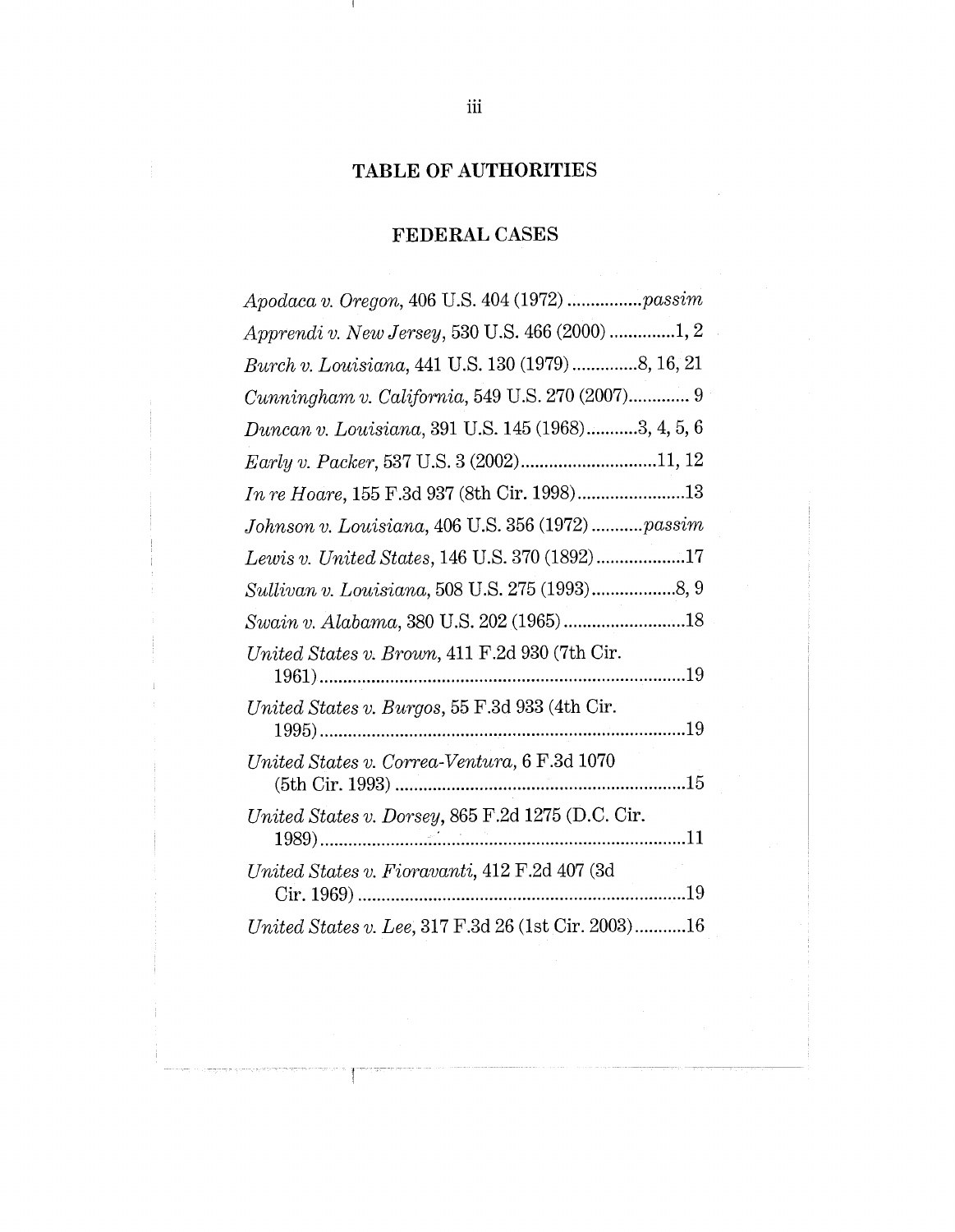# TABLE OF AUTHORITIES

## FEDERAL CASES

*Apodaca v. Oregon*, 406 U.S. 404 (1972) ................*passim*

*Apprendi v. New Jersey*, 530 U.S. 466 (2000) ..............1, 2

*Burch v. Louisiana*, 441 U.S. 130 (1979) ..............8, 16, 21

*Cunningham v. California*, 549 U.S. 270 (2007)............. 9

*Duncan v. Louisiana*, 391 U.S. 145 (1968)...........3, 4, 5, 6

*Early v. Packer*, 537 U.S. 3 (2002).............................11, 12

*In re Hoare*, 155 F.3d 937 (8th Cir. 1998).......................13

*Johnson v. Louisiana*, 406 U.S. 356 (1972) ...........*passim*

*Lewis v. United States*, 146 U.S. 370 (1892) ...................17

*Sullivan v. Louisiana*, 508 U.S. 275 (1993)..................8, 9

*Swain v. Alabama*, 380 U.S. 202 (1965) ..........................18

*United States v. Brown*, 411 F.2d 930 (7th Cir. 1961)...............................................................................19

*United States v. Burgos*, 55 F.3d 933 (4th Cir. 1995)...............................................................................19

*United States v. Correa-Ventura*, 6 F.3d 1070 (5th Cir. 1993) ..............................................................15

*United States v. Dorsey*, 865 F.2d 1275 (D.C. Cir. 1989)...............................................................................11

*United States v. Fioravanti*, 412 F.2d 407 (3d Cir. 1969) .......................................................................19

*United States v. Lee*, 317 F.3d 26 (1st Cir. 2003)...........16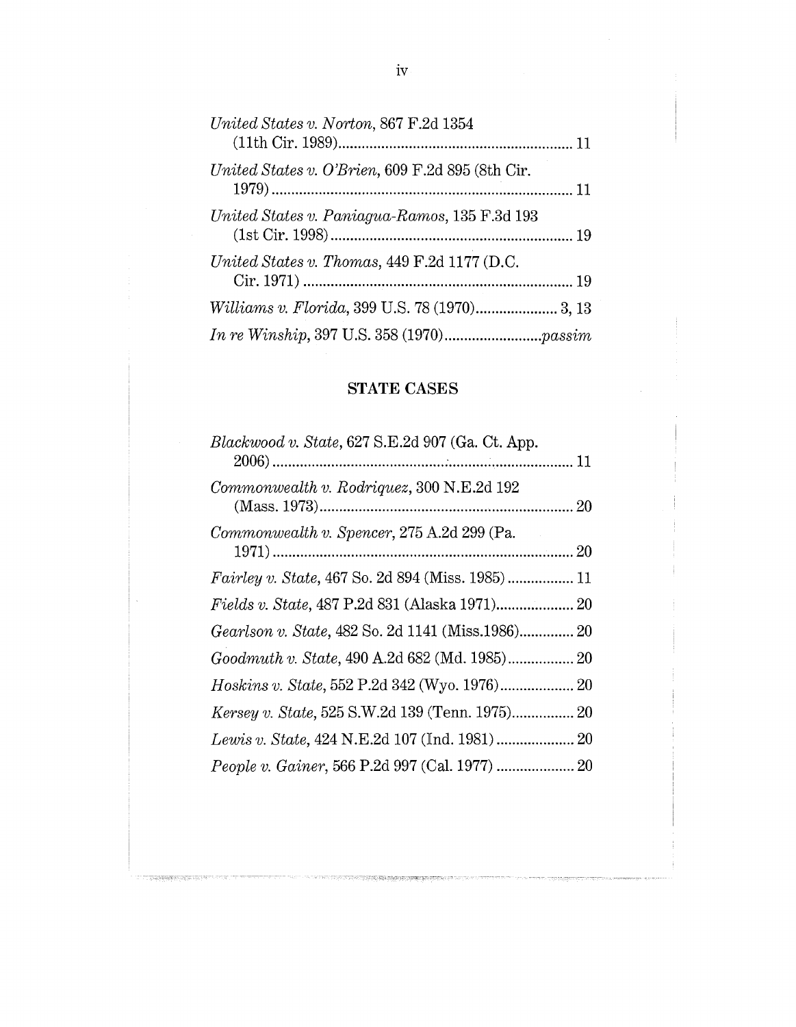*United States v. Norton*, 867 F.2d 1354 (11th Cir. 1989)........................................................ 11

*United States v. O'Brien*, 609 F.2d 895 (8th Cir. 1979)........................................................................ 11

*United States v. Paniagua-Ramos*, 135 F.3d 193 (1st Cir. 1998)............................................................ 19

*United States v. Thomas*, 449 F.2d 1177 (D.C. Cir. 1971)...................................................................... 19

*Williams v. Florida*, 399 U.S. 78 (1970)..................... 3, 13

*In re Winship*, 397 U.S. 358 (1970).........................*passim*

## STATE CASES

*Blackwood v. State*, 627 S.E.2d 907 (Ga. Ct. App. 2006)........................................................................ 11

*Commonwealth v. Rodriquez*, 300 N.E.2d 192 (Mass. 1973)............................................................... 20

*Commonwealth v. Spencer*, 275 A.2d 299 (Pa. 1971)........................................................................ 20

*Fairley v. State*, 467 So. 2d 894 (Miss. 1985)................. 11

*Fields v. State*, 487 P.2d 831 (Alaska 1971)..................... 20

*Gearlson v. State*, 482 So. 2d 1141 (Miss.1986).............. 20

*Goodmuth v. State*, 490 A.2d 682 (Md. 1985)................. 20

*Hoskins v. State*, 552 P.2d 342 (Wyo. 1976)................... 20

*Kersey v. State*, 525 S.W.2d 139 (Tenn. 1975)................ 20

*Lewis v. State*, 424 N.E.2d 107 (Ind. 1981)..................... 20

*People v. Gainer*, 566 P.2d 997 (Cal. 1977) .................... 20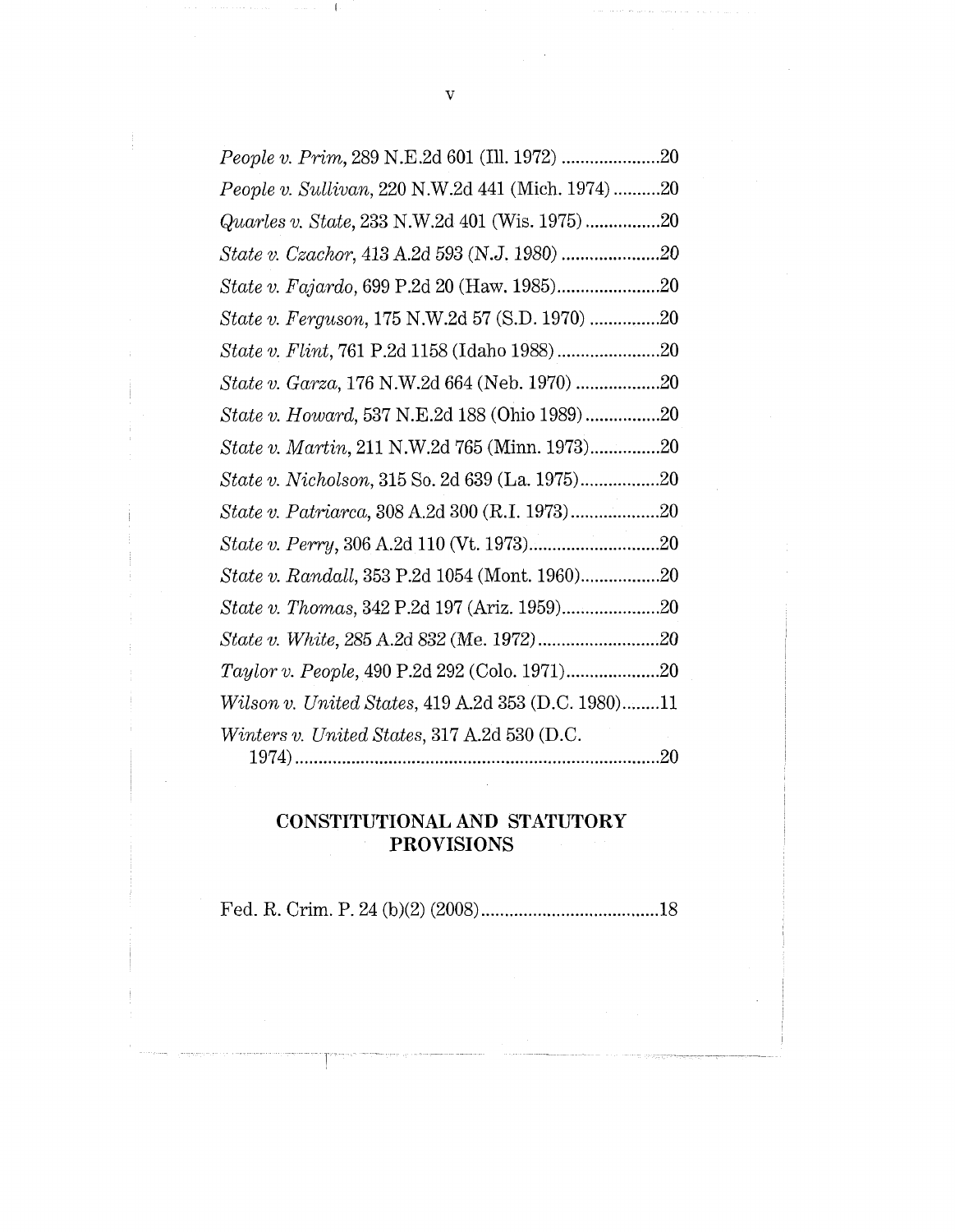*People v. Prim*, 289 N.E.2d 601 (Ill. 1972) .....................20

*People v. Sullivan*, 220 N.W.2d 441 (Mich. 1974) ..........20

*Quarles v. State*, 233 N.W.2d 401 (Wis. 1975) ................20

*State v. Czachor*, 413 A.2d 593 (N.J. 1980) .....................20

*State v. Fajardo*, 699 P.2d 20 (Haw. 1985)......................20

*State v. Ferguson*, 175 N.W.2d 57 (S.D. 1970) ...............20

*State v. Flint*, 761 P.2d 1158 (Idaho 1988)......................20

*State v. Garza*, 176 N.W.2d 664 (Neb. 1970) ..................20

*State v. Howard*, 537 N.E.2d 188 (Ohio 1989)................20

*State v. Martin*, 211 N.W.2d 765 (Minn. 1973)...............20

*State v. Nicholson*, 315 So. 2d 639 (La. 1975).................20

*State v. Patriarca*, 308 A.2d 300 (R.I. 1973)...................20

*State v. Perry*, 306 A.2d 110 (Vt. 1973)............................20

*State v. Randall*, 353 P.2d 1054 (Mont. 1960).................20

*State v. Thomas*, 342 P.2d 197 (Ariz. 1959).....................20

*State v. White*, 285 A.2d 832 (Me. 1972)..........................20

*Taylor v. People*, 490 P.2d 292 (Colo. 1971)....................20

*Wilson v. United States*, 419 A.2d 353 (D.C. 1980)........11

*Winters v. United States*, 317 A.2d 530 (D.C. 1974).............................................................................20

## CONSTITUTIONAL AND STATUTORY PROVISIONS

Fed. R. Crim. P. 24 (b)(2) (2008)......................................18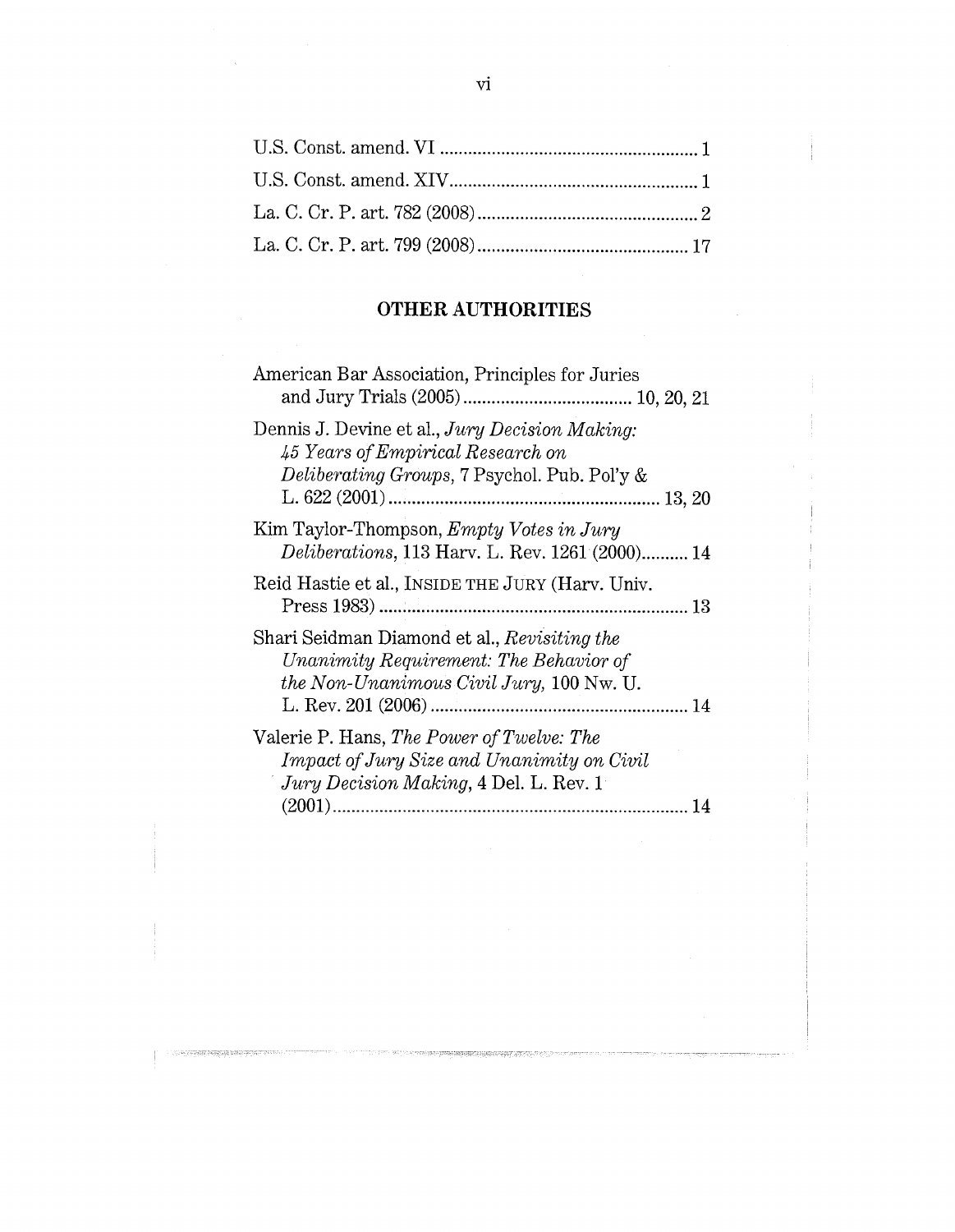U.S. Const. amend. VI ........................................................ 1

U.S. Const. amend. XIV....................................................... 1

La. C. Cr. P. art. 782 (2008)................................................ 2

La. C. Cr. P. art. 799 (2008).............................................. 17

## OTHER AUTHORITIES

American Bar Association, Principles for Juries and Jury Trials (2005).................................... 10, 20, 21

Dennis J. Devine et al., *Jury Decision Making: 45 Years of Empirical Research on Deliberating Groups*, 7 Psychol. Pub. Pol'y & L. 622 (2001).......................................................... 13, 20

Kim Taylor-Thompson, *Empty Votes in Jury Deliberations*, 113 Harv. L. Rev. 1261 (2000).......... 14

Reid Hastie et al., INSIDE THE JURY (Harv. Univ. Press 1983)................................................................. 13

Shari Seidman Diamond et al., *Revisiting the Unanimity Requirement: The Behavior of the Non-Unanimous Civil Jury*, 100 Nw. U. L. Rev. 201 (2006)....................................................... 14

Valerie P. Hans, *The Power of Twelve: The Impact of Jury Size and Unanimity on Civil Jury Decision Making*, 4 Del. L. Rev. 1 (2001)............................................................................ 14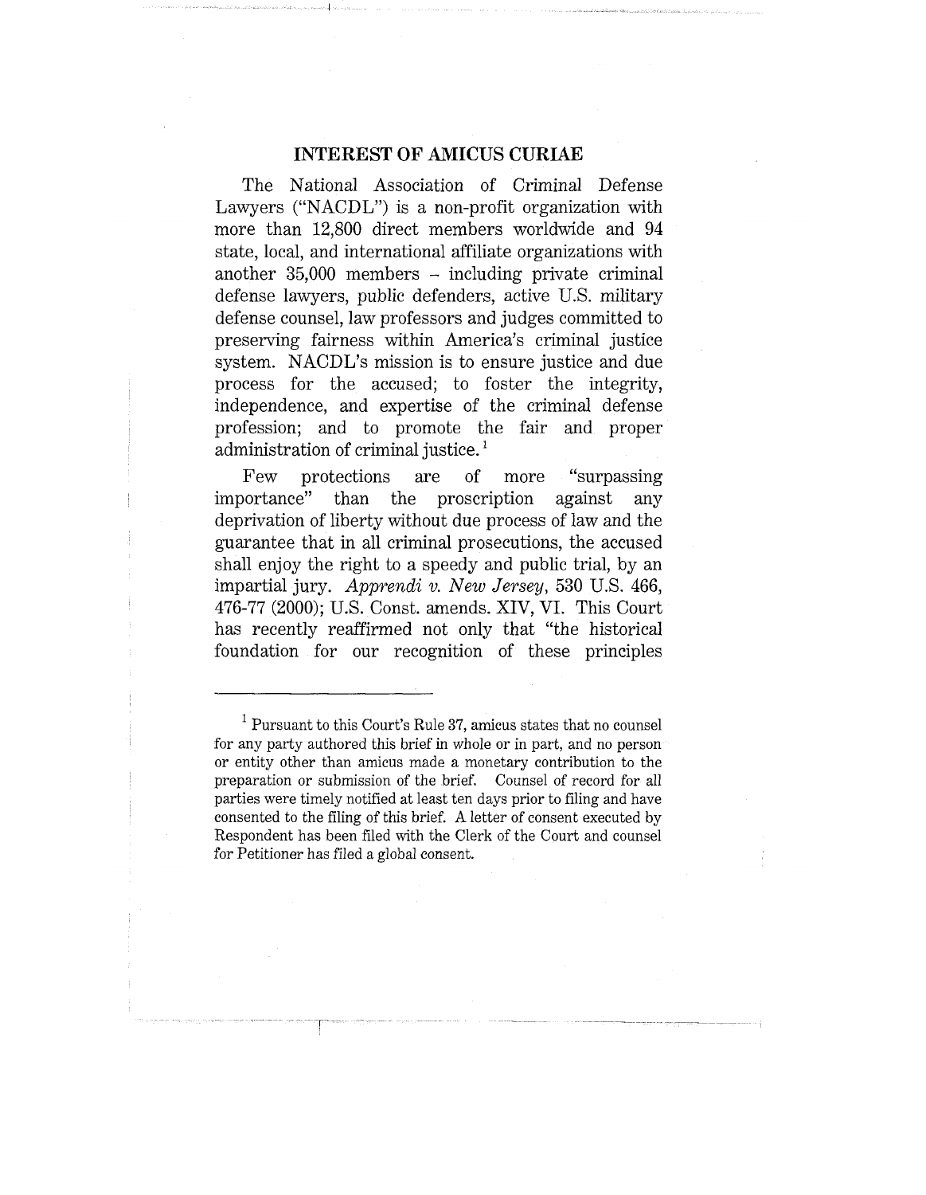## INTEREST OF AMICUS CURIAE

The National Association of Criminal Defense Lawyers ("NACDL") is a non-profit organization with more than 12,800 direct members worldwide and 94 state, local, and international affiliate organizations with another 35,000 members – including private criminal defense lawyers, public defenders, active U.S. military defense counsel, law professors and judges committed to preserving fairness within America's criminal justice system. NACDL's mission is to ensure justice and due process for the accused; to foster the integrity, independence, and expertise of the criminal defense profession; and to promote the fair and proper administration of criminal justice.[1]

Few protections are of more "surpassing importance" than the proscription against any deprivation of liberty without due process of law and the guarantee that in all criminal prosecutions, the accused shall enjoy the right to a speedy and public trial, by an impartial jury. *Apprendi v. New Jersey*, 530 U.S. 466, 476-77 (2000); U.S. Const. amends. XIV, VI. This Court has recently reaffirmed not only that "the historical foundation for our recognition of these principles

---

[1] Pursuant to this Court's Rule 37, amicus states that no counsel for any party authored this brief in whole or in part, and no person or entity other than amicus made a monetary contribution to the preparation or submission of the brief. Counsel of record for all parties were timely notified at least ten days prior to filing and have consented to the filing of this brief. A letter of consent executed by Respondent has been filed with the Clerk of the Court and counsel for Petitioner has filed a global consent.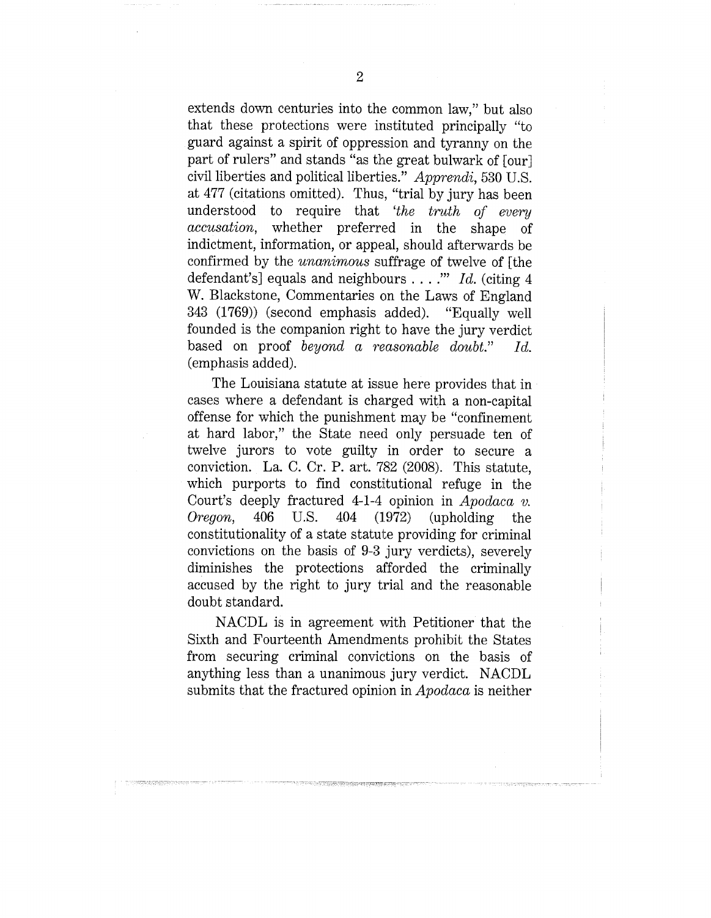extends down centuries into the common law," but also that these protections were instituted principally "to guard against a spirit of oppression and tyranny on the part of rulers" and stands "as the great bulwark of [our] civil liberties and political liberties." *Apprendi*, 530 U.S. at 477 (citations omitted). Thus, "trial by jury has been understood to require that '*the truth of every accusation*, whether preferred in the shape of indictment, information, or appeal, should afterwards be confirmed by the *unanimous* suffrage of twelve of [the defendant's] equals and neighbours . . . .'" *Id.* (citing 4 W. Blackstone, Commentaries on the Laws of England 343 (1769)) (second emphasis added). "Equally well founded is the companion right to have the jury verdict based on proof *beyond a reasonable doubt.*" *Id.* (emphasis added).

The Louisiana statute at issue here provides that in cases where a defendant is charged with a non-capital offense for which the punishment may be "confinement at hard labor," the State need only persuade ten of twelve jurors to vote guilty in order to secure a conviction. La. C. Cr. P. art. 782 (2008). This statute, which purports to find constitutional refuge in the Court's deeply fractured 4-1-4 opinion in *Apodaca v. Oregon*, 406 U.S. 404 (1972) (upholding the constitutionality of a state statute providing for criminal convictions on the basis of 9-3 jury verdicts), severely diminishes the protections afforded the criminally accused by the right to jury trial and the reasonable doubt standard.

NACDL is in agreement with Petitioner that the Sixth and Fourteenth Amendments prohibit the States from securing criminal convictions on the basis of anything less than a unanimous jury verdict. NACDL submits that the fractured opinion in *Apodaca* is neither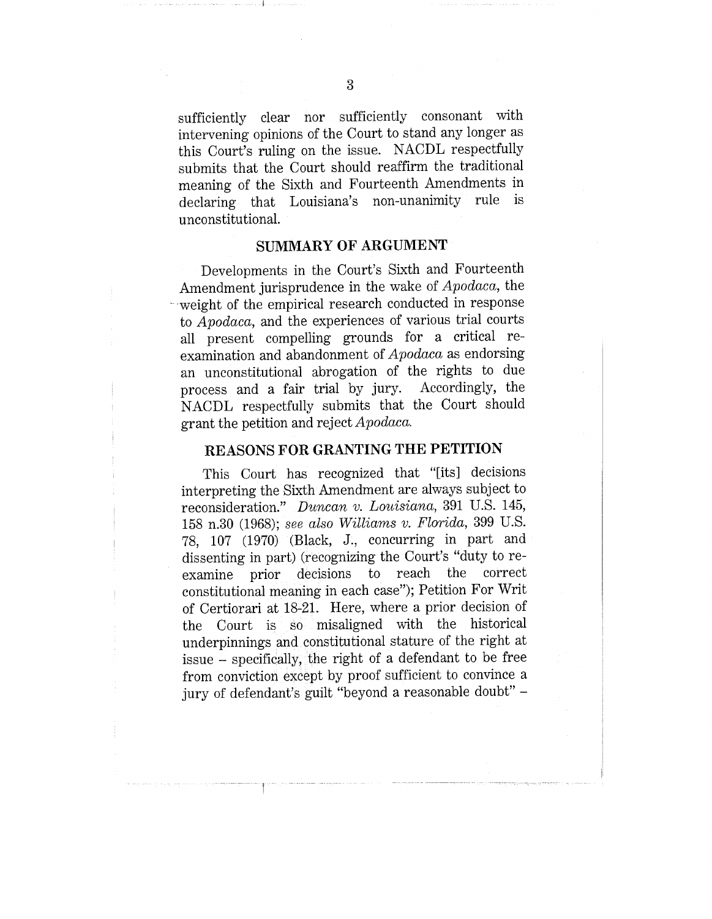sufficiently clear nor sufficiently consonant with intervening opinions of the Court to stand any longer as this Court's ruling on the issue. NACDL respectfully submits that the Court should reaffirm the traditional meaning of the Sixth and Fourteenth Amendments in declaring that Louisiana's non-unanimity rule is unconstitutional.

## SUMMARY OF ARGUMENT

Developments in the Court's Sixth and Fourteenth Amendment jurisprudence in the wake of *Apodaca*, the weight of the empirical research conducted in response to *Apodaca*, and the experiences of various trial courts all present compelling grounds for a critical re-examination and abandonment of *Apodaca* as endorsing an unconstitutional abrogation of the rights to due process and a fair trial by jury. Accordingly, the NACDL respectfully submits that the Court should grant the petition and reject *Apodaca*.

## REASONS FOR GRANTING THE PETITION

This Court has recognized that "[its] decisions interpreting the Sixth Amendment are always subject to reconsideration." *Duncan v. Louisiana*, 391 U.S. 145, 158 n.30 (1968); *see also Williams v. Florida*, 399 U.S. 78, 107 (1970) (Black, J., concurring in part and dissenting in part) (recognizing the Court's "duty to re-examine prior decisions to reach the correct constitutional meaning in each case"); Petition For Writ of Certiorari at 18-21. Here, where a prior decision of the Court is so misaligned with the historical underpinnings and constitutional stature of the right at issue – specifically, the right of a defendant to be free from conviction except by proof sufficient to convince a jury of defendant's guilt "beyond a reasonable doubt" –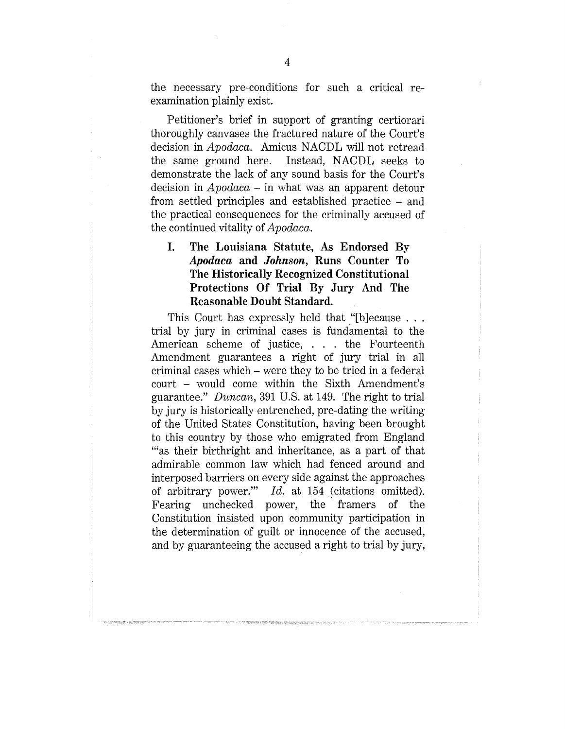the necessary pre-conditions for such a critical re-examination plainly exist.

Petitioner's brief in support of granting certiorari thoroughly canvases the fractured nature of the Court's decision in *Apodaca*. Amicus NACDL will not retread the same ground here. Instead, NACDL seeks to demonstrate the lack of any sound basis for the Court's decision in *Apodaca* – in what was an apparent detour from settled principles and established practice – and the practical consequences for the criminally accused of the continued vitality of *Apodaca*.

## I. The Louisiana Statute, As Endorsed By *Apodaca* and *Johnson*, Runs Counter To The Historically Recognized Constitutional Protections Of Trial By Jury And The Reasonable Doubt Standard.

This Court has expressly held that "[b]ecause . . . trial by jury in criminal cases is fundamental to the American scheme of justice, . . . the Fourteenth Amendment guarantees a right of jury trial in all criminal cases which – were they to be tried in a federal court – would come within the Sixth Amendment's guarantee." *Duncan*, 391 U.S. at 149. The right to trial by jury is historically entrenched, pre-dating the writing of the United States Constitution, having been brought to this country by those who emigrated from England "'as their birthright and inheritance, as a part of that admirable common law which had fenced around and interposed barriers on every side against the approaches of arbitrary power.'" *Id.* at 154 (citations omitted). Fearing unchecked power, the framers of the Constitution insisted upon community participation in the determination of guilt or innocence of the accused, and by guaranteeing the accused a right to trial by jury,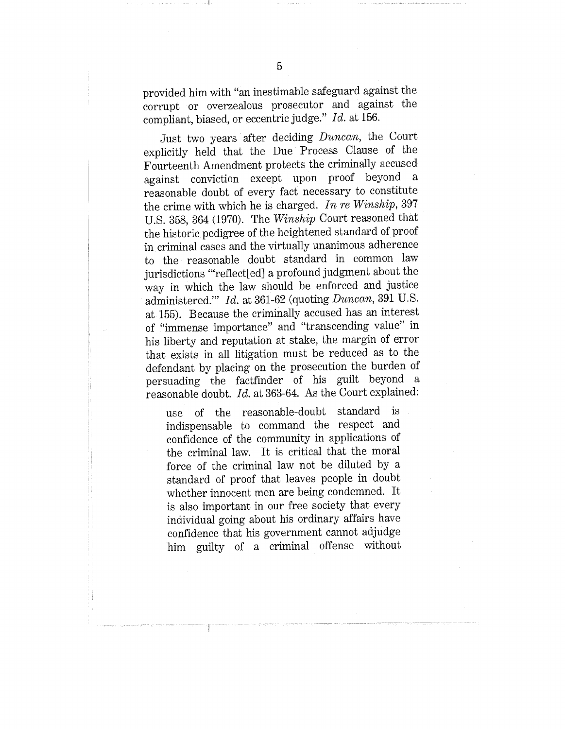provided him with "an inestimable safeguard against the corrupt or overzealous prosecutor and against the compliant, biased, or eccentric judge." *Id.* at 156.

Just two years after deciding *Duncan*, the Court explicitly held that the Due Process Clause of the Fourteenth Amendment protects the criminally accused against conviction except upon proof beyond a reasonable doubt of every fact necessary to constitute the crime with which he is charged. *In re Winship*, 397 U.S. 358, 364 (1970). The *Winship* Court reasoned that the historic pedigree of the heightened standard of proof in criminal cases and the virtually unanimous adherence to the reasonable doubt standard in common law jurisdictions "'reflect[ed] a profound judgment about the way in which the law should be enforced and justice administered.'" *Id.* at 361-62 (quoting *Duncan*, 391 U.S. at 155). Because the criminally accused has an interest of "immense importance" and "transcending value" in his liberty and reputation at stake, the margin of error that exists in all litigation must be reduced as to the defendant by placing on the prosecution the burden of persuading the factfinder of his guilt beyond a reasonable doubt. *Id.* at 363-64. As the Court explained:

> use of the reasonable-doubt standard is indispensable to command the respect and confidence of the community in applications of the criminal law. It is critical that the moral force of the criminal law not be diluted by a standard of proof that leaves people in doubt whether innocent men are being condemned. It is also important in our free society that every individual going about his ordinary affairs have confidence that his government cannot adjudge him guilty of a criminal offense without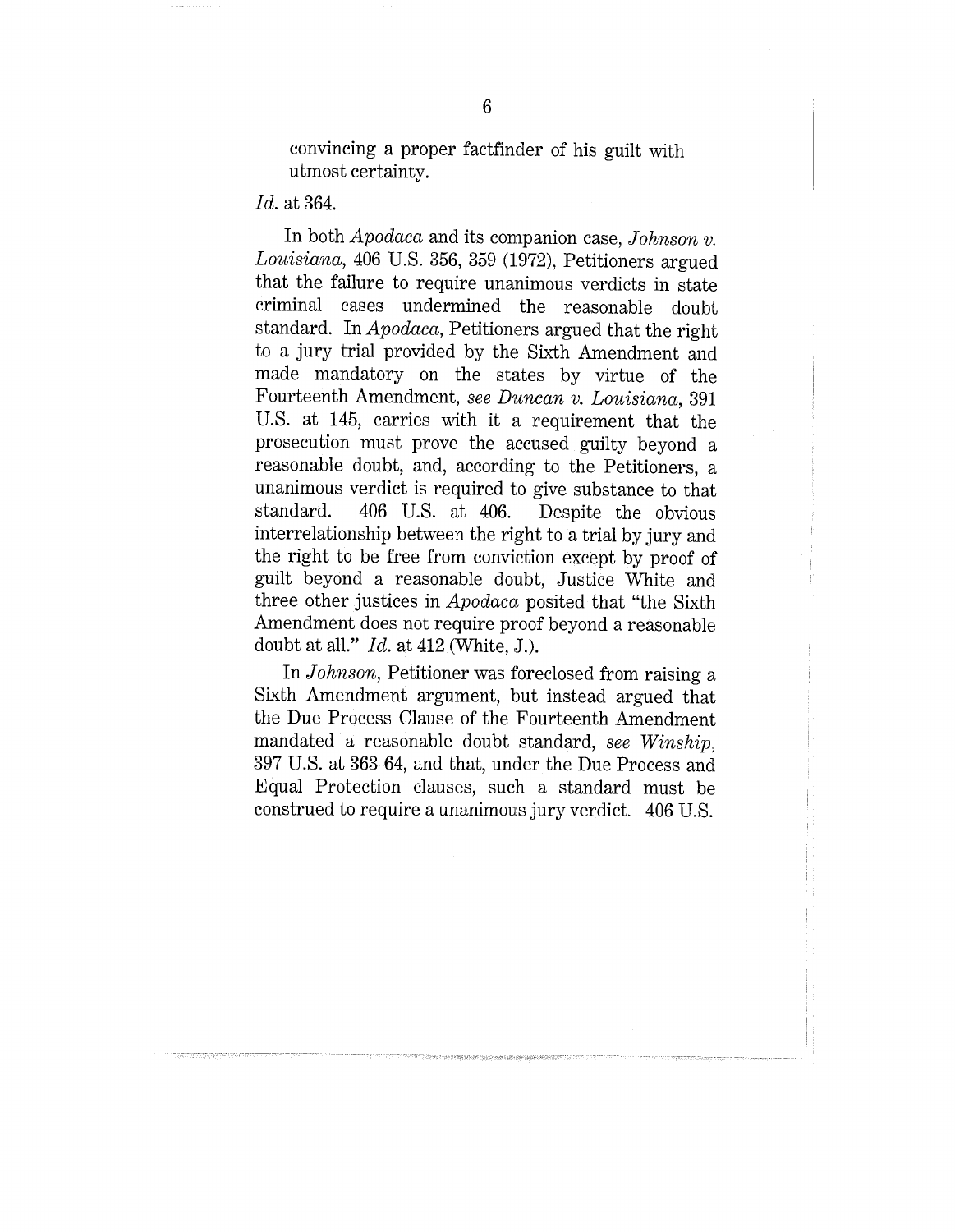convincing a proper factfinder of his guilt with utmost certainty.

*Id.* at 364.

In both *Apodaca* and its companion case, *Johnson v. Louisiana*, 406 U.S. 356, 359 (1972), Petitioners argued that the failure to require unanimous verdicts in state criminal cases undermined the reasonable doubt standard. In *Apodaca*, Petitioners argued that the right to a jury trial provided by the Sixth Amendment and made mandatory on the states by virtue of the Fourteenth Amendment, *see Duncan v. Louisiana*, 391 U.S. at 145, carries with it a requirement that the prosecution must prove the accused guilty beyond a reasonable doubt, and, according to the Petitioners, a unanimous verdict is required to give substance to that standard. 406 U.S. at 406. Despite the obvious interrelationship between the right to a trial by jury and the right to be free from conviction except by proof of guilt beyond a reasonable doubt, Justice White and three other justices in *Apodaca* posited that "the Sixth Amendment does not require proof beyond a reasonable doubt at all." *Id.* at 412 (White, J.).

In *Johnson*, Petitioner was foreclosed from raising a Sixth Amendment argument, but instead argued that the Due Process Clause of the Fourteenth Amendment mandated a reasonable doubt standard, *see Winship*, 397 U.S. at 363-64, and that, under the Due Process and Equal Protection clauses, such a standard must be construed to require a unanimous jury verdict. 406 U.S.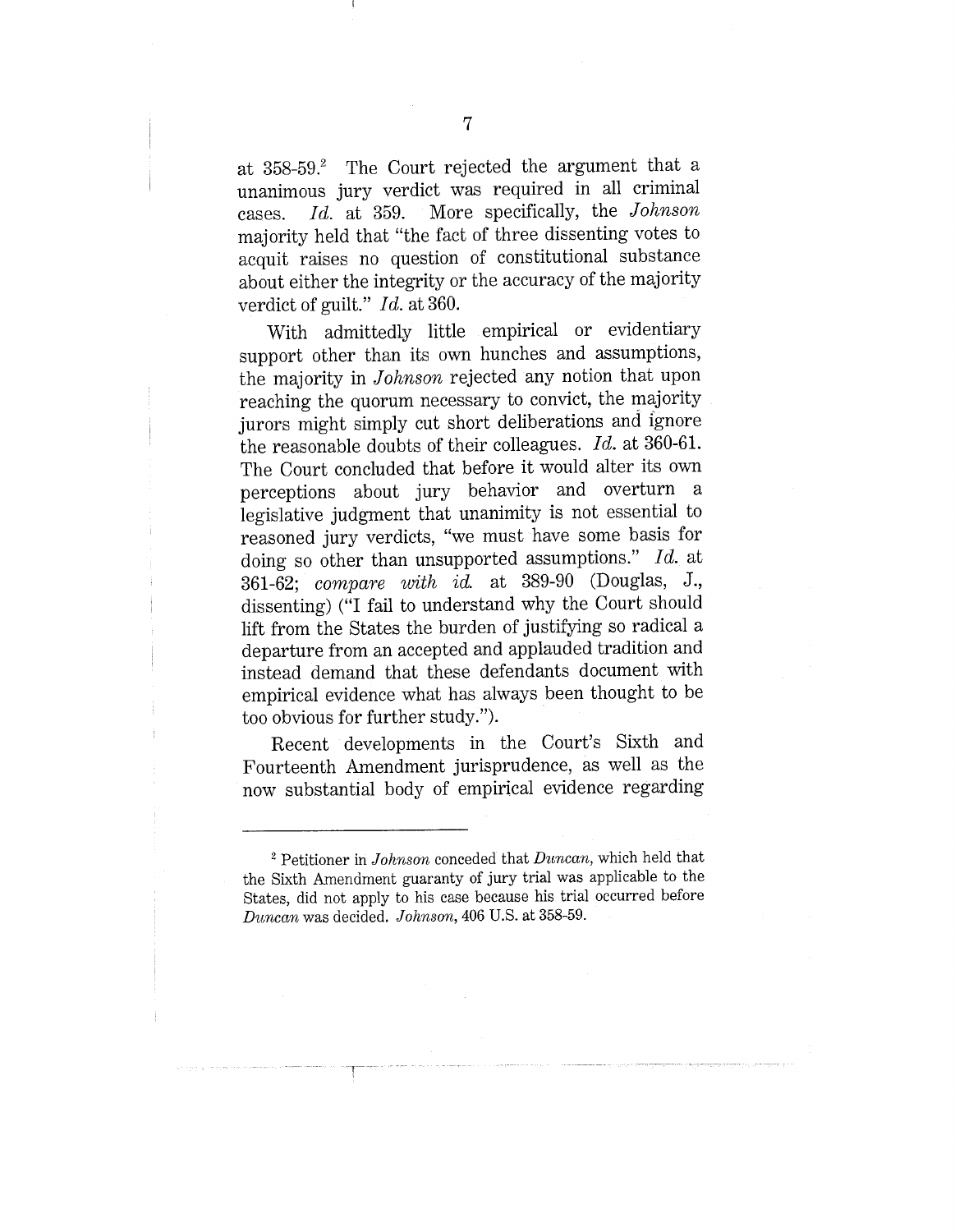at 358-59.[2] The Court rejected the argument that a unanimous jury verdict was required in all criminal cases. *Id.* at 359. More specifically, the *Johnson* majority held that "the fact of three dissenting votes to acquit raises no question of constitutional substance about either the integrity or the accuracy of the majority verdict of guilt." *Id.* at 360.

With admittedly little empirical or evidentiary support other than its own hunches and assumptions, the majority in *Johnson* rejected any notion that upon reaching the quorum necessary to convict, the majority jurors might simply cut short deliberations and ignore the reasonable doubts of their colleagues. *Id.* at 360-61. The Court concluded that before it would alter its own perceptions about jury behavior and overturn a legislative judgment that unanimity is not essential to reasoned jury verdicts, "we must have some basis for doing so other than unsupported assumptions." *Id.* at 361-62; *compare with id.* at 389-90 (Douglas, J., dissenting) ("I fail to understand why the Court should lift from the States the burden of justifying so radical a departure from an accepted and applauded tradition and instead demand that these defendants document with empirical evidence what has always been thought to be too obvious for further study.").

Recent developments in the Court's Sixth and Fourteenth Amendment jurisprudence, as well as the now substantial body of empirical evidence regarding

---

[2] Petitioner in *Johnson* conceded that *Duncan*, which held that the Sixth Amendment guaranty of jury trial was applicable to the States, did not apply to his case because his trial occurred before *Duncan* was decided. *Johnson*, 406 U.S. at 358-59.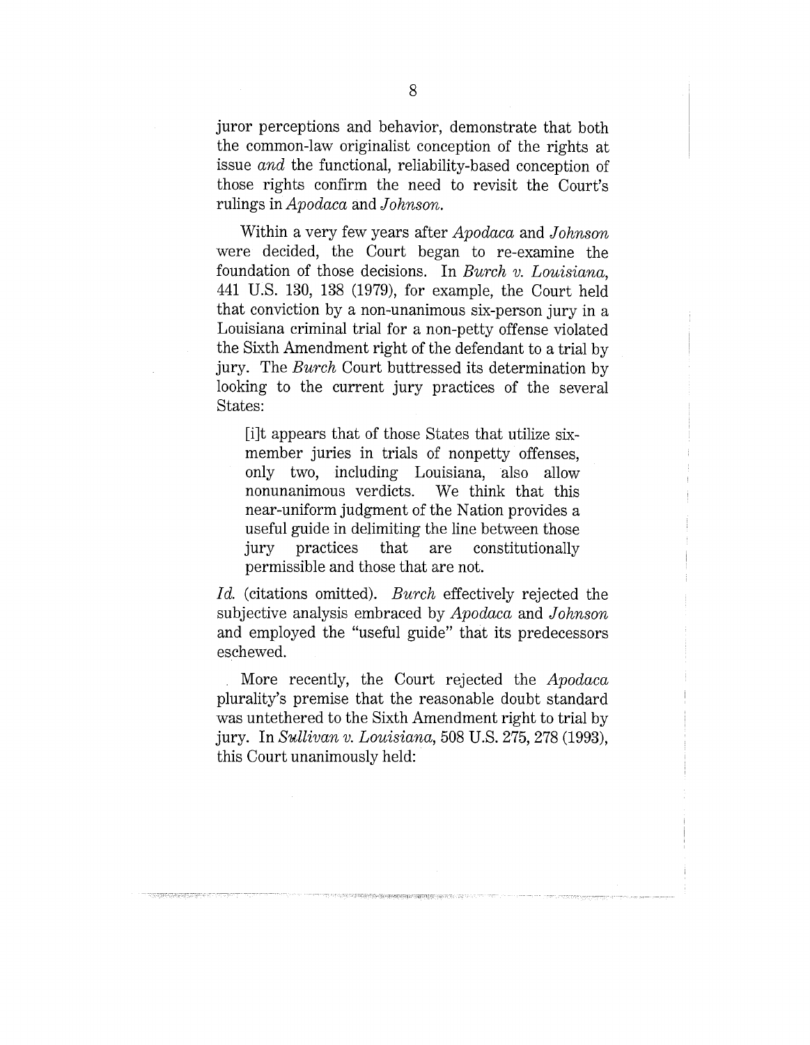juror perceptions and behavior, demonstrate that both the common-law originalist conception of the rights at issue *and* the functional, reliability-based conception of those rights confirm the need to revisit the Court's rulings in *Apodaca* and *Johnson*.

Within a very few years after *Apodaca* and *Johnson* were decided, the Court began to re-examine the foundation of those decisions. In *Burch v. Louisiana*, 441 U.S. 130, 138 (1979), for example, the Court held that conviction by a non-unanimous six-person jury in a Louisiana criminal trial for a non-petty offense violated the Sixth Amendment right of the defendant to a trial by jury. The *Burch* Court buttressed its determination by looking to the current jury practices of the several States:

> [i]t appears that of those States that utilize six-member juries in trials of nonpetty offenses, only two, including Louisiana, also allow nonunanimous verdicts. We think that this near-uniform judgment of the Nation provides a useful guide in delimiting the line between those jury practices that are constitutionally permissible and those that are not.

*Id.* (citations omitted). *Burch* effectively rejected the subjective analysis embraced by *Apodaca* and *Johnson* and employed the "useful guide" that its predecessors eschewed.

More recently, the Court rejected the *Apodaca* plurality's premise that the reasonable doubt standard was untethered to the Sixth Amendment right to trial by jury. In *Sullivan v. Louisiana*, 508 U.S. 275, 278 (1993), this Court unanimously held: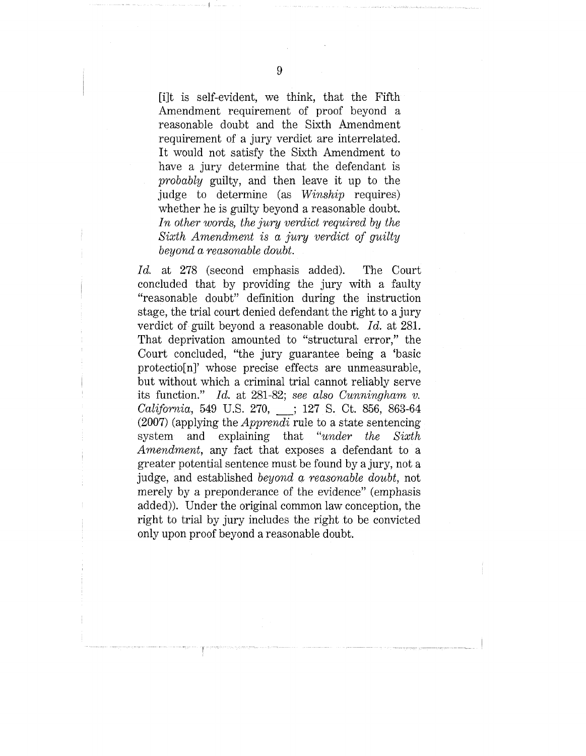> [i]t is self-evident, we think, that the Fifth Amendment requirement of proof beyond a reasonable doubt and the Sixth Amendment requirement of a jury verdict are interrelated. It would not satisfy the Sixth Amendment to have a jury determine that the defendant is *probably* guilty, and then leave it up to the judge to determine (as *Winship* requires) whether he is guilty beyond a reasonable doubt. *In other words, the jury verdict required by the Sixth Amendment is a jury verdict of guilty beyond a reasonable doubt.*

*Id.* at 278 (second emphasis added). The Court concluded that by providing the jury with a faulty "reasonable doubt" definition during the instruction stage, the trial court denied defendant the right to a jury verdict of guilt beyond a reasonable doubt. *Id.* at 281. That deprivation amounted to "structural error," the Court concluded, "the jury guarantee being a 'basic protectio[n]' whose precise effects are unmeasurable, but without which a criminal trial cannot reliably serve its function." *Id.* at 281-82; *see also Cunningham v. California*, 549 U.S. 270, \_\_\_; 127 S. Ct. 856, 863-64 (2007) (applying the *Apprendi* rule to a state sentencing system and explaining that "*under the Sixth Amendment*, any fact that exposes a defendant to a greater potential sentence must be found by a jury, not a judge, and established *beyond a reasonable doubt*, not merely by a preponderance of the evidence" (emphasis added)). Under the original common law conception, the right to trial by jury includes the right to be convicted only upon proof beyond a reasonable doubt.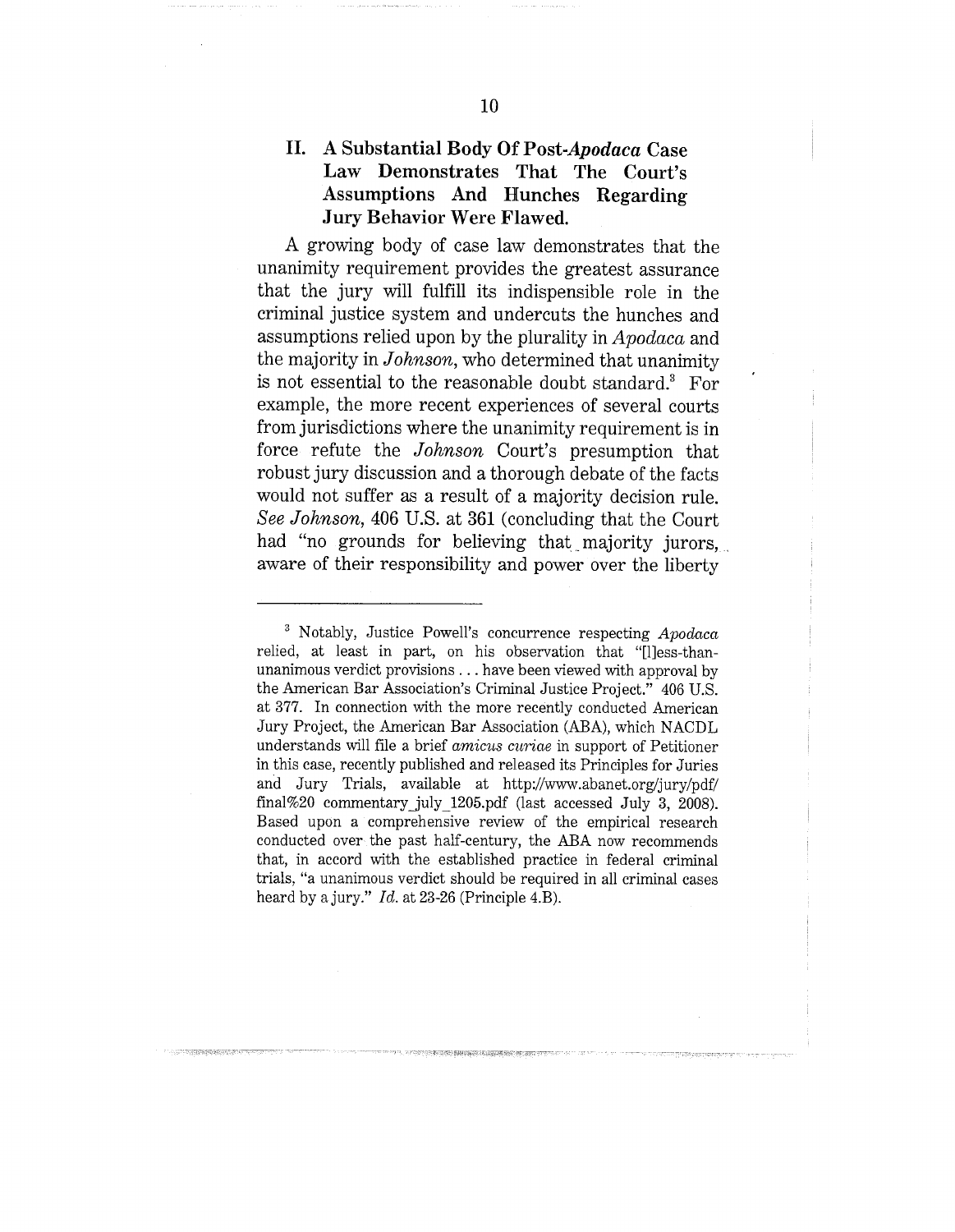## II. A Substantial Body Of Post-*Apodaca* Case Law Demonstrates That The Court's Assumptions And Hunches Regarding Jury Behavior Were Flawed.

A growing body of case law demonstrates that the unanimity requirement provides the greatest assurance that the jury will fulfill its indispensible role in the criminal justice system and undercuts the hunches and assumptions relied upon by the plurality in *Apodaca* and the majority in *Johnson*, who determined that unanimity is not essential to the reasonable doubt standard.[3] For example, the more recent experiences of several courts from jurisdictions where the unanimity requirement is in force refute the *Johnson* Court's presumption that robust jury discussion and a thorough debate of the facts would not suffer as a result of a majority decision rule. *See Johnson*, 406 U.S. at 361 (concluding that the Court had "no grounds for believing that majority jurors, aware of their responsibility and power over the liberty

---

[3] Notably, Justice Powell's concurrence respecting *Apodaca* relied, at least in part, on his observation that "[l]ess-than-unanimous verdict provisions . . . have been viewed with approval by the American Bar Association's Criminal Justice Project." 406 U.S. at 377. In connection with the more recently conducted American Jury Project, the American Bar Association (ABA), which NACDL understands will file a brief *amicus curiae* in support of Petitioner in this case, recently published and released its Principles for Juries and Jury Trials, available at http://www.abanet.org/jury/pdf/final%20 commentary_july_1205.pdf (last accessed July 3, 2008). Based upon a comprehensive review of the empirical research conducted over the past half-century, the ABA now recommends that, in accord with the established practice in federal criminal trials, "a unanimous verdict should be required in all criminal cases heard by a jury." *Id.* at 23-26 (Principle 4.B).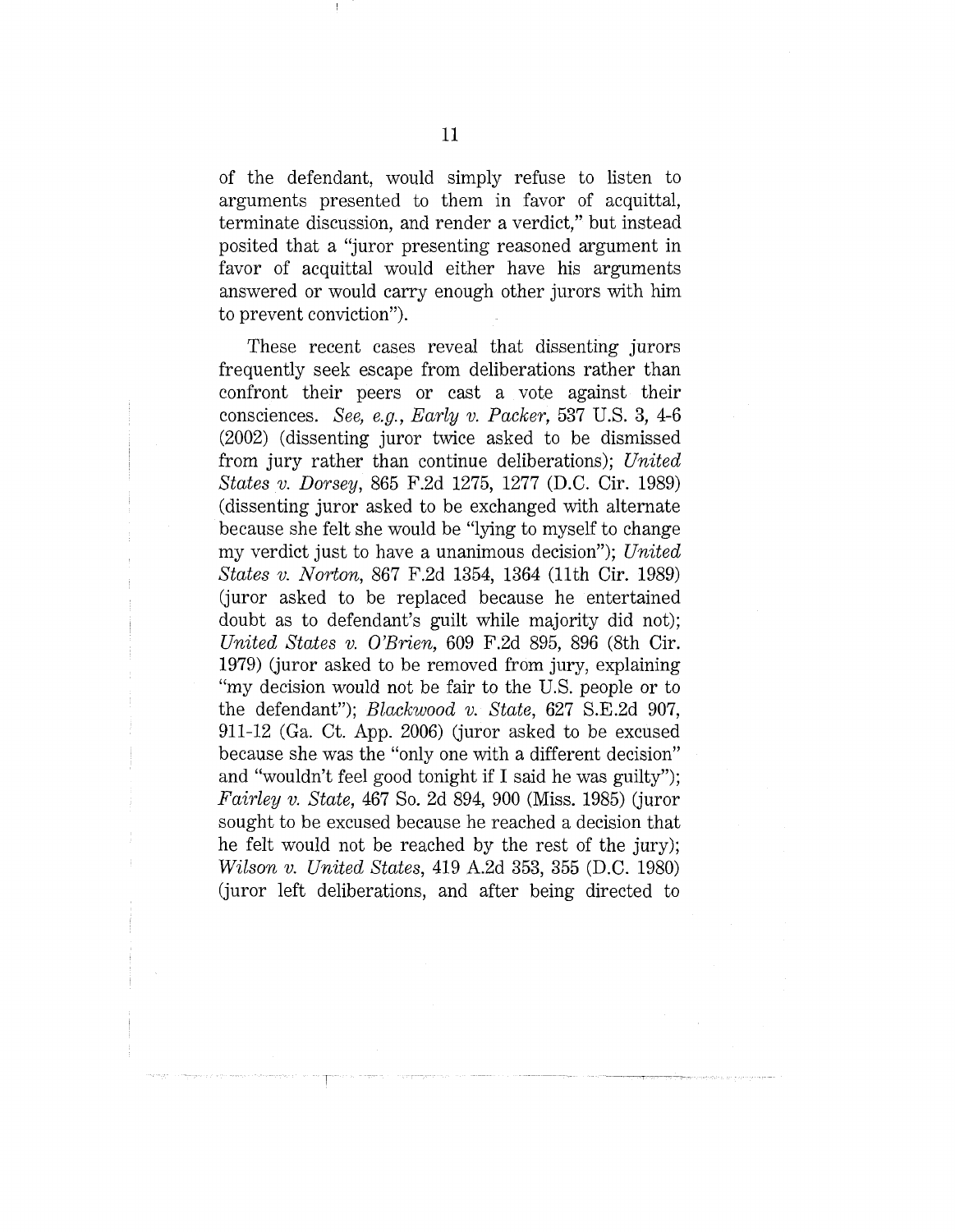of the defendant, would simply refuse to listen to arguments presented to them in favor of acquittal, terminate discussion, and render a verdict," but instead posited that a "juror presenting reasoned argument in favor of acquittal would either have his arguments answered or would carry enough other jurors with him to prevent conviction").

These recent cases reveal that dissenting jurors frequently seek escape from deliberations rather than confront their peers or cast a vote against their consciences. *See, e.g., Early v. Packer*, 537 U.S. 3, 4-6 (2002) (dissenting juror twice asked to be dismissed from jury rather than continue deliberations); *United States v. Dorsey*, 865 F.2d 1275, 1277 (D.C. Cir. 1989) (dissenting juror asked to be exchanged with alternate because she felt she would be "lying to myself to change my verdict just to have a unanimous decision"); *United States v. Norton*, 867 F.2d 1354, 1364 (11th Cir. 1989) (juror asked to be replaced because he entertained doubt as to defendant's guilt while majority did not); *United States v. O'Brien*, 609 F.2d 895, 896 (8th Cir. 1979) (juror asked to be removed from jury, explaining "my decision would not be fair to the U.S. people or to the defendant"); *Blackwood v. State*, 627 S.E.2d 907, 911-12 (Ga. Ct. App. 2006) (juror asked to be excused because she was the "only one with a different decision" and "wouldn't feel good tonight if I said he was guilty"); *Fairley v. State*, 467 So. 2d 894, 900 (Miss. 1985) (juror sought to be excused because he reached a decision that he felt would not be reached by the rest of the jury); *Wilson v. United States*, 419 A.2d 353, 355 (D.C. 1980) (juror left deliberations, and after being directed to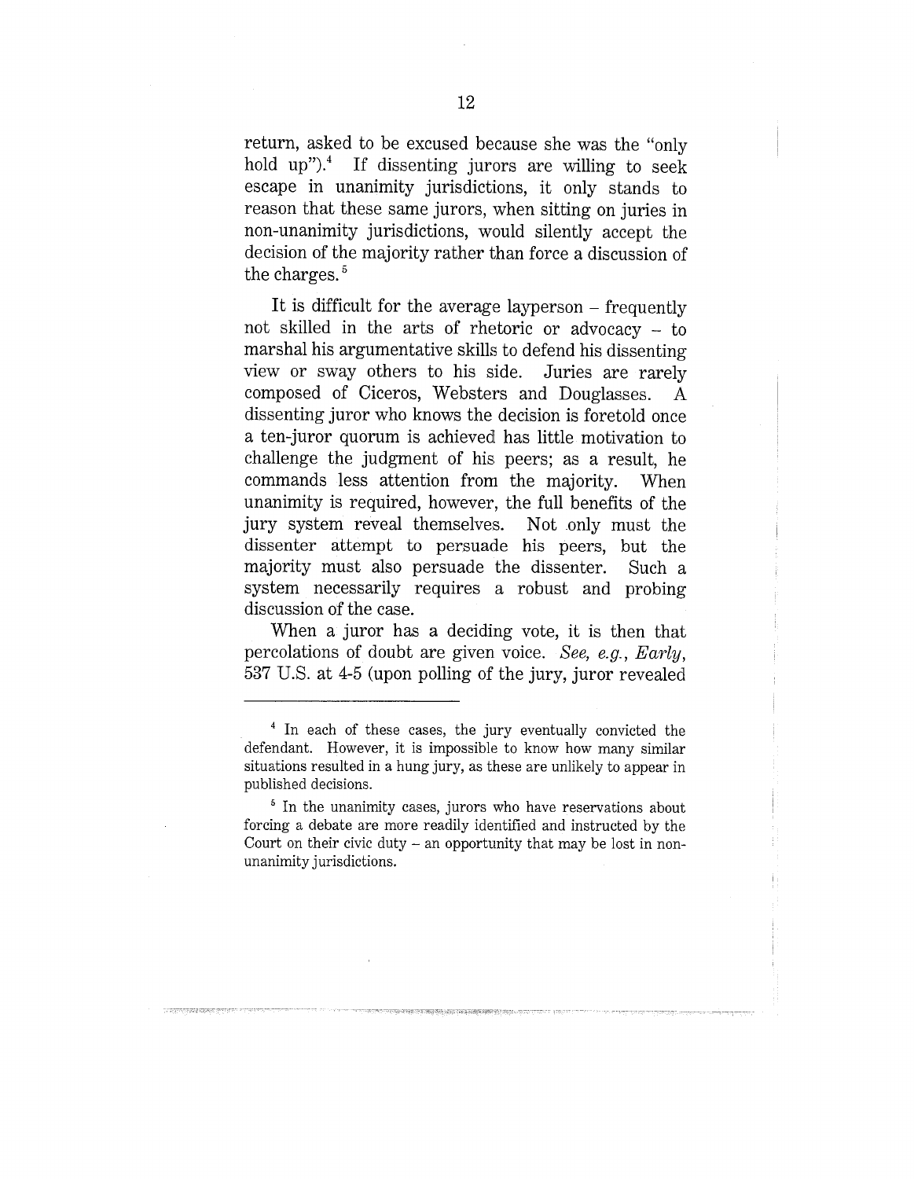return, asked to be excused because she was the "only hold up").[4] If dissenting jurors are willing to seek escape in unanimity jurisdictions, it only stands to reason that these same jurors, when sitting on juries in non-unanimity jurisdictions, would silently accept the decision of the majority rather than force a discussion of the charges.[5]

It is difficult for the average layperson – frequently not skilled in the arts of rhetoric or advocacy – to marshal his argumentative skills to defend his dissenting view or sway others to his side. Juries are rarely composed of Ciceros, Websters and Douglasses. A dissenting juror who knows the decision is foretold once a ten-juror quorum is achieved has little motivation to challenge the judgment of his peers; as a result, he commands less attention from the majority. When unanimity is required, however, the full benefits of the jury system reveal themselves. Not only must the dissenter attempt to persuade his peers, but the majority must also persuade the dissenter. Such a system necessarily requires a robust and probing discussion of the case.

When a juror has a deciding vote, it is then that percolations of doubt are given voice. *See, e.g.*, *Early*, 537 U.S. at 4-5 (upon polling of the jury, juror revealed

---

[4] In each of these cases, the jury eventually convicted the defendant. However, it is impossible to know how many similar situations resulted in a hung jury, as these are unlikely to appear in published decisions.

[5] In the unanimity cases, jurors who have reservations about forcing a debate are more readily identified and instructed by the Court on their civic duty – an opportunity that may be lost in non-unanimity jurisdictions.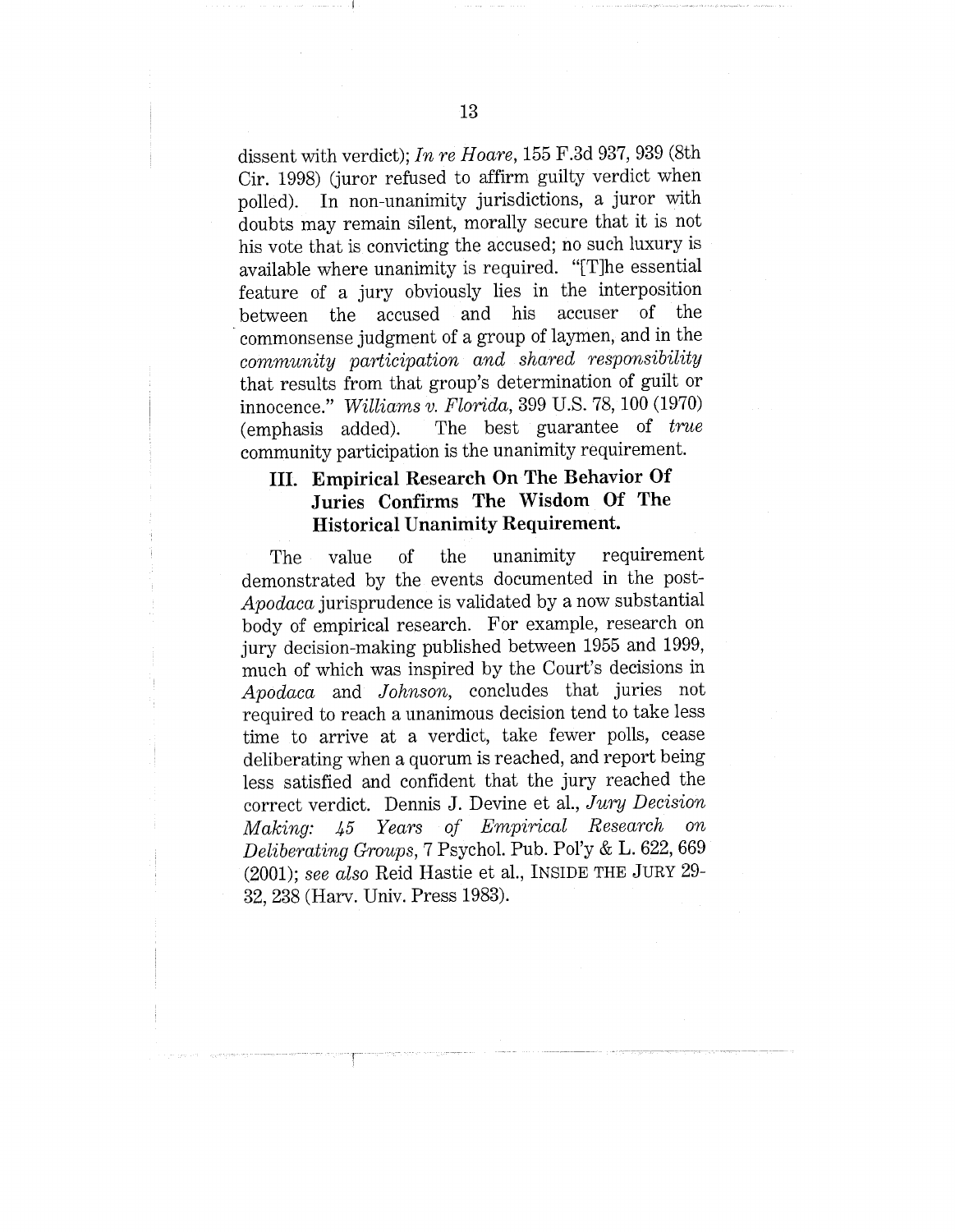dissent with verdict); *In re Hoare*, 155 F.3d 937, 939 (8th Cir. 1998) (juror refused to affirm guilty verdict when polled). In non-unanimity jurisdictions, a juror with doubts may remain silent, morally secure that it is not his vote that is convicting the accused; no such luxury is available where unanimity is required. "[T]he essential feature of a jury obviously lies in the interposition between the accused and his accuser of the commonsense judgment of a group of laymen, and in the *community participation and shared responsibility* that results from that group's determination of guilt or innocence." *Williams v. Florida*, 399 U.S. 78, 100 (1970) (emphasis added). The best guarantee of *true* community participation is the unanimity requirement.

## III. Empirical Research On The Behavior Of Juries Confirms The Wisdom Of The Historical Unanimity Requirement.

The value of the unanimity requirement demonstrated by the events documented in the post-*Apodaca* jurisprudence is validated by a now substantial body of empirical research. For example, research on jury decision-making published between 1955 and 1999, much of which was inspired by the Court's decisions in *Apodaca* and *Johnson*, concludes that juries not required to reach a unanimous decision tend to take less time to arrive at a verdict, take fewer polls, cease deliberating when a quorum is reached, and report being less satisfied and confident that the jury reached the correct verdict. Dennis J. Devine et al., *Jury Decision Making: 45 Years of Empirical Research on Deliberating Groups*, 7 Psychol. Pub. Pol'y & L. 622, 669 (2001); *see also* Reid Hastie et al., INSIDE THE JURY 29-32, 238 (Harv. Univ. Press 1983).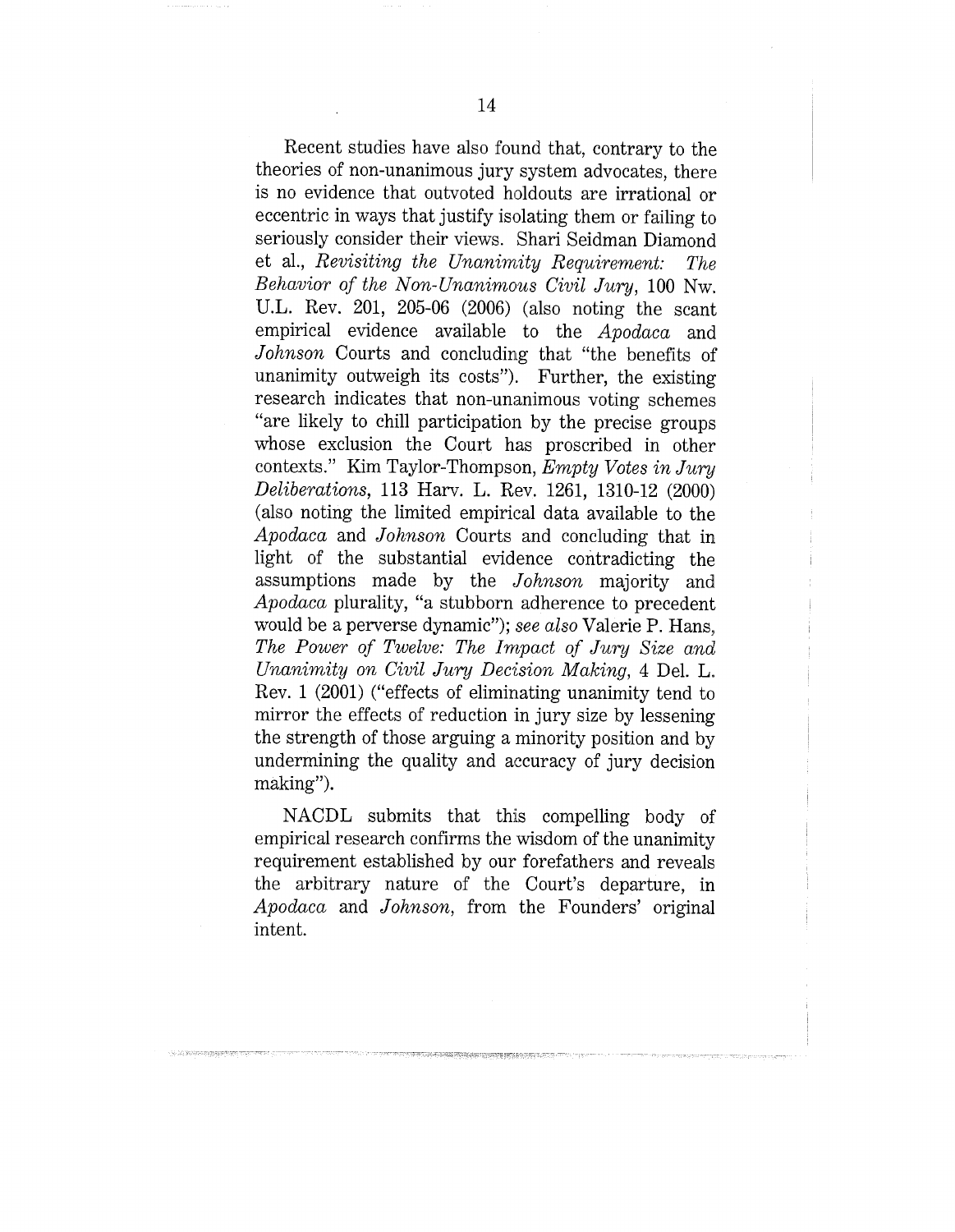Recent studies have also found that, contrary to the theories of non-unanimous jury system advocates, there is no evidence that outvoted holdouts are irrational or eccentric in ways that justify isolating them or failing to seriously consider their views. Shari Seidman Diamond et al., *Revisiting the Unanimity Requirement: The Behavior of the Non-Unanimous Civil Jury*, 100 Nw. U.L. Rev. 201, 205-06 (2006) (also noting the scant empirical evidence available to the *Apodaca* and *Johnson* Courts and concluding that "the benefits of unanimity outweigh its costs"). Further, the existing research indicates that non-unanimous voting schemes "are likely to chill participation by the precise groups whose exclusion the Court has proscribed in other contexts." Kim Taylor-Thompson, *Empty Votes in Jury Deliberations*, 113 Harv. L. Rev. 1261, 1310-12 (2000) (also noting the limited empirical data available to the *Apodaca* and *Johnson* Courts and concluding that in light of the substantial evidence contradicting the assumptions made by the *Johnson* majority and *Apodaca* plurality, "a stubborn adherence to precedent would be a perverse dynamic"); *see also* Valerie P. Hans, *The Power of Twelve: The Impact of Jury Size and Unanimity on Civil Jury Decision Making*, 4 Del. L. Rev. 1 (2001) ("effects of eliminating unanimity tend to mirror the effects of reduction in jury size by lessening the strength of those arguing a minority position and by undermining the quality and accuracy of jury decision making").

NACDL submits that this compelling body of empirical research confirms the wisdom of the unanimity requirement established by our forefathers and reveals the arbitrary nature of the Court's departure, in *Apodaca* and *Johnson*, from the Founders' original intent.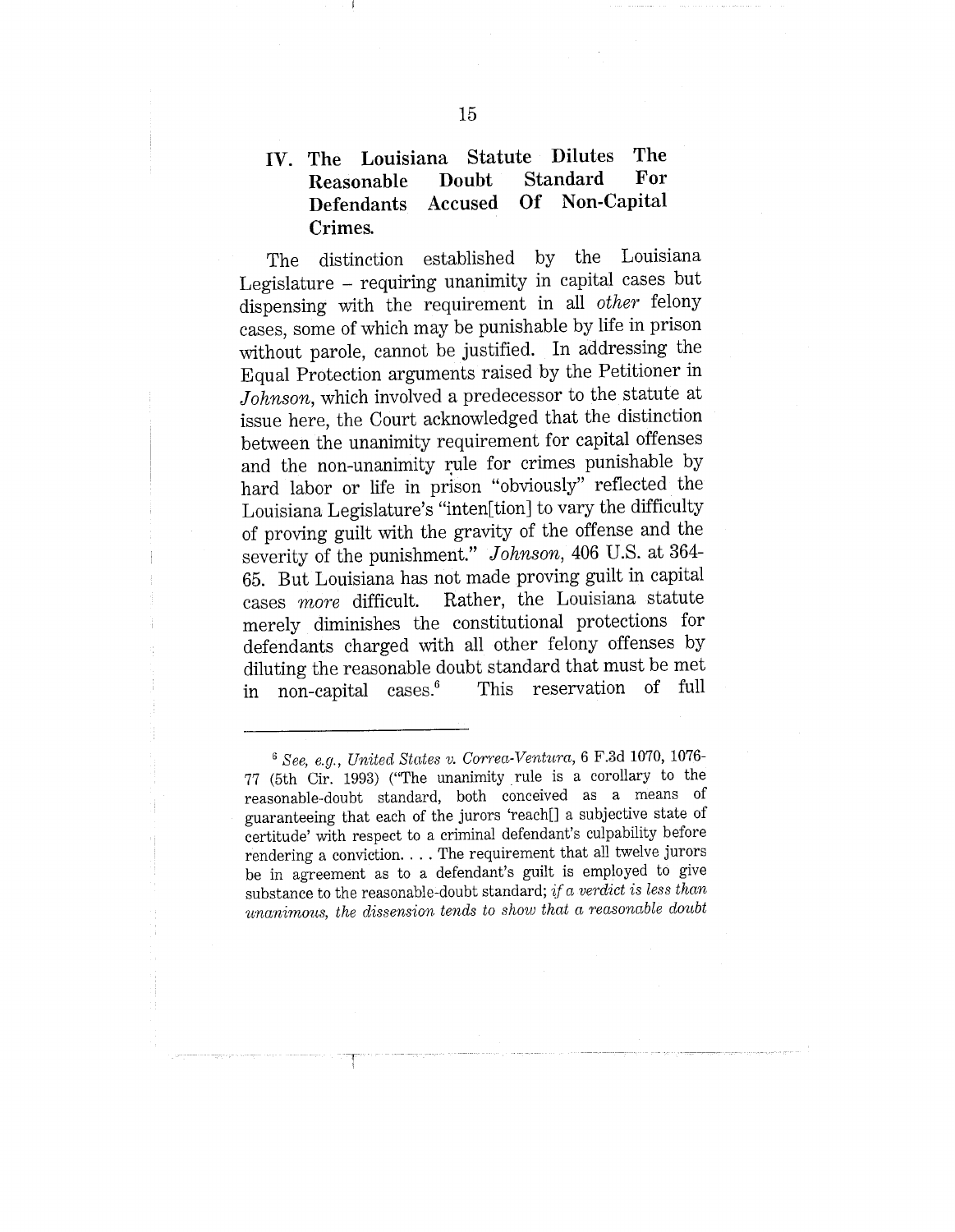## IV. The Louisiana Statute Dilutes The Reasonable Doubt Standard For Defendants Accused Of Non-Capital Crimes.

The distinction established by the Louisiana Legislature – requiring unanimity in capital cases but dispensing with the requirement in all *other* felony cases, some of which may be punishable by life in prison without parole, cannot be justified. In addressing the Equal Protection arguments raised by the Petitioner in *Johnson*, which involved a predecessor to the statute at issue here, the Court acknowledged that the distinction between the unanimity requirement for capital offenses and the non-unanimity rule for crimes punishable by hard labor or life in prison "obviously" reflected the Louisiana Legislature's "inten[tion] to vary the difficulty of proving guilt with the gravity of the offense and the severity of the punishment." *Johnson*, 406 U.S. at 364-65. But Louisiana has not made proving guilt in capital cases *more* difficult. Rather, the Louisiana statute merely diminishes the constitutional protections for defendants charged with all other felony offenses by diluting the reasonable doubt standard that must be met in non-capital cases.[6] This reservation of full

---

[6] *See, e.g., United States v. Correa-Ventura*, 6 F.3d 1070, 1076-77 (5th Cir. 1993) ("The unanimity rule is a corollary to the reasonable-doubt standard, both conceived as a means of guaranteeing that each of the jurors 'reach[] a subjective state of certitude' with respect to a criminal defendant's culpability before rendering a conviction. . . . The requirement that all twelve jurors be in agreement as to a defendant's guilt is employed to give substance to the reasonable-doubt standard; *if a verdict is less than unanimous, the dissension tends to show that a reasonable doubt*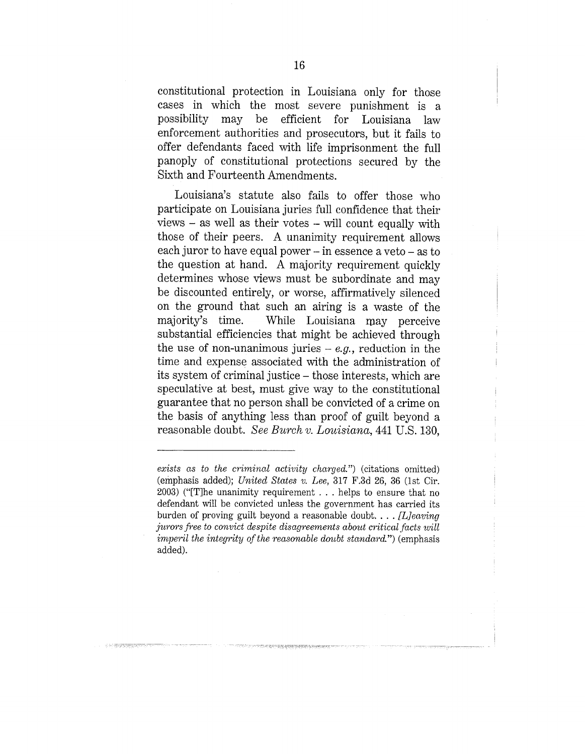constitutional protection in Louisiana only for those cases in which the most severe punishment is a possibility may be efficient for Louisiana law enforcement authorities and prosecutors, but it fails to offer defendants faced with life imprisonment the full panoply of constitutional protections secured by the Sixth and Fourteenth Amendments.

Louisiana's statute also fails to offer those who participate on Louisiana juries full confidence that their views – as well as their votes – will count equally with those of their peers. A unanimity requirement allows each juror to have equal power – in essence a veto – as to the question at hand. A majority requirement quickly determines whose views must be subordinate and may be discounted entirely, or worse, affirmatively silenced on the ground that such an airing is a waste of the majority's time. While Louisiana may perceive substantial efficiencies that might be achieved through the use of non-unanimous juries – *e.g.*, reduction in the time and expense associated with the administration of its system of criminal justice – those interests, which are speculative at best, must give way to the constitutional guarantee that no person shall be convicted of a crime on the basis of anything less than proof of guilt beyond a reasonable doubt. *See Burch v. Louisiana*, 441 U.S. 130,

---

*exists as to the criminal activity charged.*") (citations omitted) (emphasis added); *United States v. Lee*, 317 F.3d 26, 36 (1st Cir. 2003) ("[T]he unanimity requirement . . . helps to ensure that no defendant will be convicted unless the government has carried its burden of proving guilt beyond a reasonable doubt. . . . *[L]eaving jurors free to convict despite disagreements about critical facts will imperil the integrity of the reasonable doubt standard.*") (emphasis added).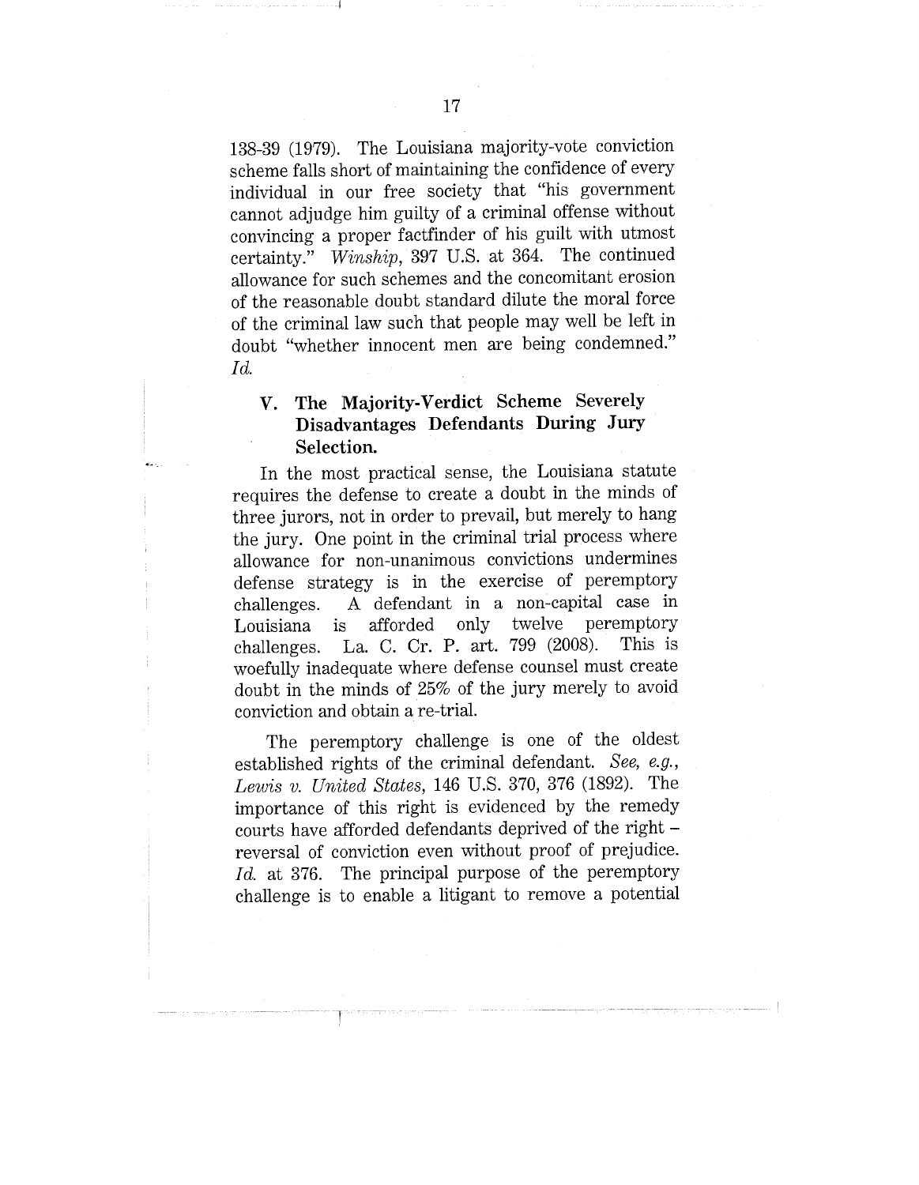138-39 (1979). The Louisiana majority-vote conviction scheme falls short of maintaining the confidence of every individual in our free society that "his government cannot adjudge him guilty of a criminal offense without convincing a proper factfinder of his guilt with utmost certainty." *Winship*, 397 U.S. at 364. The continued allowance for such schemes and the concomitant erosion of the reasonable doubt standard dilute the moral force of the criminal law such that people may well be left in doubt "whether innocent men are being condemned." *Id.*

## V. The Majority-Verdict Scheme Severely Disadvantages Defendants During Jury Selection.

In the most practical sense, the Louisiana statute requires the defense to create a doubt in the minds of three jurors, not in order to prevail, but merely to hang the jury. One point in the criminal trial process where allowance for non-unanimous convictions undermines defense strategy is in the exercise of peremptory challenges. A defendant in a non-capital case in Louisiana is afforded only twelve peremptory challenges. La. C. Cr. P. art. 799 (2008). This is woefully inadequate where defense counsel must create doubt in the minds of 25% of the jury merely to avoid conviction and obtain a re-trial.

The peremptory challenge is one of the oldest established rights of the criminal defendant. *See, e.g.*, *Lewis v. United States*, 146 U.S. 370, 376 (1892). The importance of this right is evidenced by the remedy courts have afforded defendants deprived of the right – reversal of conviction even without proof of prejudice. *Id.* at 376. The principal purpose of the peremptory challenge is to enable a litigant to remove a potential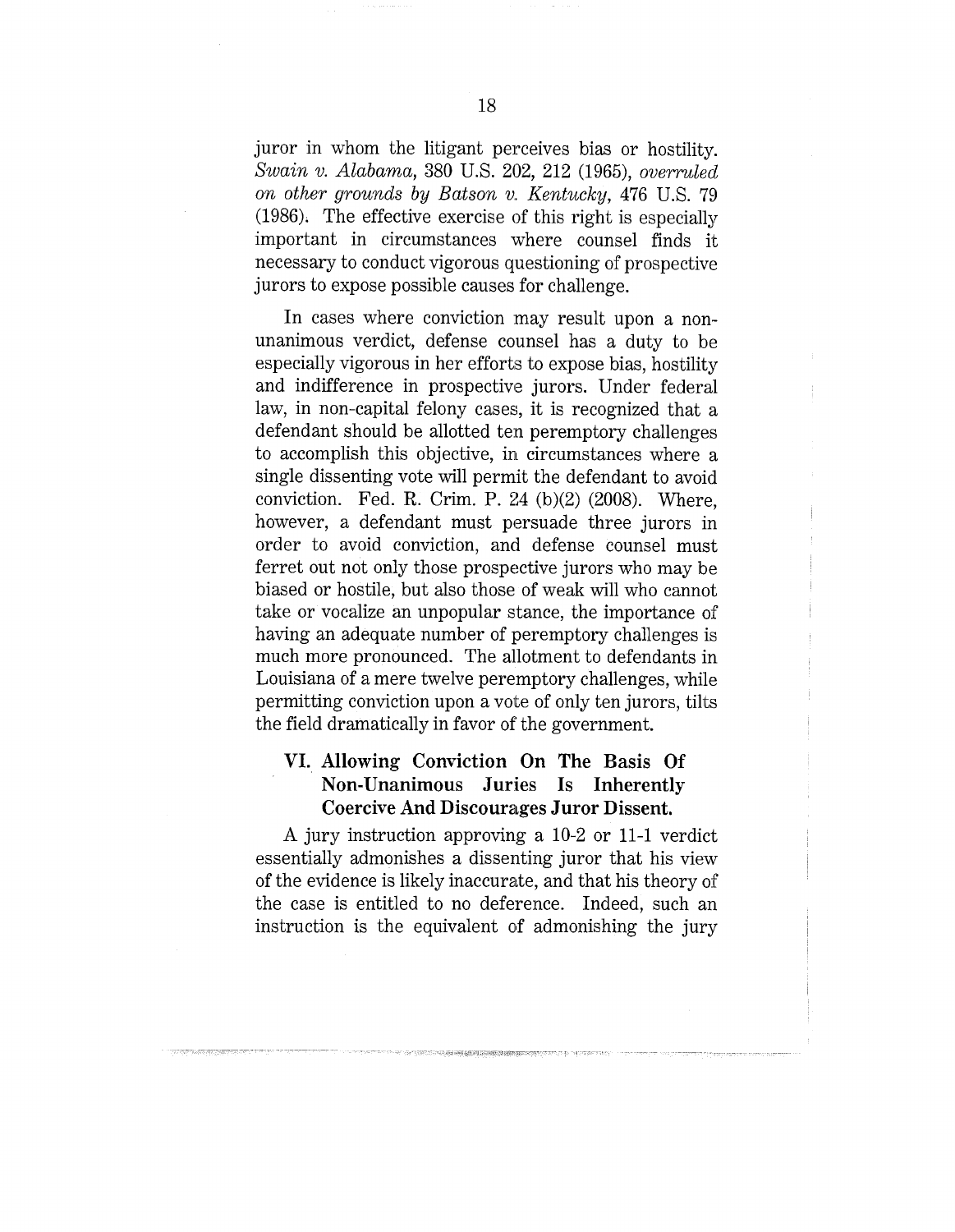juror in whom the litigant perceives bias or hostility. *Swain v. Alabama*, 380 U.S. 202, 212 (1965), *overruled on other grounds by Batson v. Kentucky*, 476 U.S. 79 (1986). The effective exercise of this right is especially important in circumstances where counsel finds it necessary to conduct vigorous questioning of prospective jurors to expose possible causes for challenge.

In cases where conviction may result upon a non-unanimous verdict, defense counsel has a duty to be especially vigorous in her efforts to expose bias, hostility and indifference in prospective jurors. Under federal law, in non-capital felony cases, it is recognized that a defendant should be allotted ten peremptory challenges to accomplish this objective, in circumstances where a single dissenting vote will permit the defendant to avoid conviction. Fed. R. Crim. P. 24 (b)(2) (2008). Where, however, a defendant must persuade three jurors in order to avoid conviction, and defense counsel must ferret out not only those prospective jurors who may be biased or hostile, but also those of weak will who cannot take or vocalize an unpopular stance, the importance of having an adequate number of peremptory challenges is much more pronounced. The allotment to defendants in Louisiana of a mere twelve peremptory challenges, while permitting conviction upon a vote of only ten jurors, tilts the field dramatically in favor of the government.

## VI. Allowing Conviction On The Basis Of Non-Unanimous Juries Is Inherently Coercive And Discourages Juror Dissent.

A jury instruction approving a 10-2 or 11-1 verdict essentially admonishes a dissenting juror that his view of the evidence is likely inaccurate, and that his theory of the case is entitled to no deference. Indeed, such an instruction is the equivalent of admonishing the jury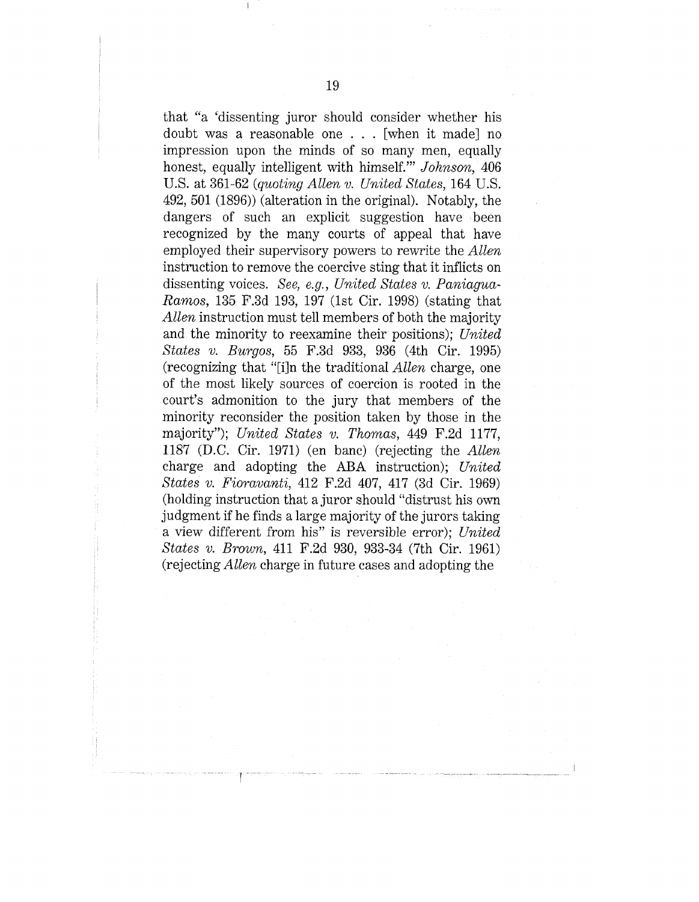that "a 'dissenting juror should consider whether his doubt was a reasonable one . . . [when it made] no impression upon the minds of so many men, equally honest, equally intelligent with himself.'" *Johnson*, 406 U.S. at 361-62 (*quoting Allen v. United States*, 164 U.S. 492, 501 (1896)) (alteration in the original). Notably, the dangers of such an explicit suggestion have been recognized by the many courts of appeal that have employed their supervisory powers to rewrite the *Allen* instruction to remove the coercive sting that it inflicts on dissenting voices. *See, e.g.*, *United States v. Paniagua-Ramos*, 135 F.3d 193, 197 (1st Cir. 1998) (stating that *Allen* instruction must tell members of both the majority and the minority to reexamine their positions); *United States v. Burgos*, 55 F.3d 933, 936 (4th Cir. 1995) (recognizing that "[i]n the traditional *Allen* charge, one of the most likely sources of coercion is rooted in the court's admonition to the jury that members of the minority reconsider the position taken by those in the majority"); *United States v. Thomas*, 449 F.2d 1177, 1187 (D.C. Cir. 1971) (en banc) (rejecting the *Allen* charge and adopting the ABA instruction); *United States v. Fioravanti*, 412 F.2d 407, 417 (3d Cir. 1969) (holding instruction that a juror should "distrust his own judgment if he finds a large majority of the jurors taking a view different from his" is reversible error); *United States v. Brown*, 411 F.2d 930, 933-34 (7th Cir. 1961) (rejecting *Allen* charge in future cases and adopting the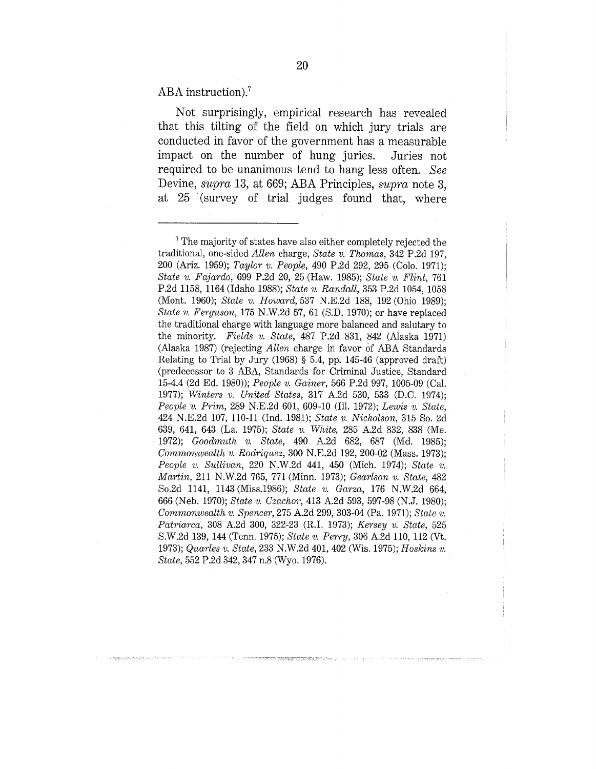ABA instruction).[7]

Not surprisingly, empirical research has revealed that this tilting of the field on which jury trials are conducted in favor of the government has a measurable impact on the number of hung juries. Juries not required to be unanimous tend to hang less often. *See* Devine, *supra* 13, at 669; ABA Principles, *supra* note 3, at 25 (survey of trial judges found that, where

---

[7] The majority of states have also either completely rejected the traditional, one-sided *Allen* charge, *State v. Thomas*, 342 P.2d 197, 200 (Ariz. 1959); *Taylor v. People*, 490 P.2d 292, 295 (Colo. 1971); *State v. Fajardo*, 699 P.2d 20, 25 (Haw. 1985); *State v. Flint*, 761 P.2d 1158, 1164 (Idaho 1988); *State v. Randall*, 353 P.2d 1054, 1058 (Mont. 1960); *State v. Howard*, 537 N.E.2d 188, 192 (Ohio 1989); *State v. Ferguson*, 175 N.W.2d 57, 61 (S.D. 1970); or have replaced the traditional charge with language more balanced and salutary to the minority. *Fields v. State*, 487 P.2d 831, 842 (Alaska 1971) (Alaska 1987) (rejecting *Allen* charge in favor of ABA Standards Relating to Trial by Jury (1968) § 5.4, pp. 145-46 (approved draft) (predecessor to 3 ABA, Standards for Criminal Justice, Standard 15-4.4 (2d Ed. 1980)); *People v. Gainer*, 566 P.2d 997, 1005-09 (Cal. 1977); *Winters v. United States*, 317 A.2d 530, 533 (D.C. 1974); *People v. Prim*, 289 N.E.2d 601, 609-10 (Ill. 1972); *Lewis v. State*, 424 N.E.2d 107, 110-11 (Ind. 1981); *State v. Nicholson*, 315 So. 2d 639, 641, 643 (La. 1975); *State v. White*, 285 A.2d 832, 838 (Me. 1972); *Goodmuth v. State*, 490 A.2d 682, 687 (Md. 1985); *Commonwealth v. Rodriquez*, 300 N.E.2d 192, 200-02 (Mass. 1973); *People v. Sullivan*, 220 N.W.2d 441, 450 (Mich. 1974); *State v. Martin*, 211 N.W.2d 765, 771 (Minn. 1973); *Gearlson v. State*, 482 So.2d 1141, 1143 (Miss.1986); *State v. Garza*, 176 N.W.2d 664, 666 (Neb. 1970); *State v. Czachor*, 413 A.2d 593, 597-98 (N.J. 1980); *Commonwealth v. Spencer*, 275 A.2d 299, 303-04 (Pa. 1971); *State v. Patriarca*, 308 A.2d 300, 322-23 (R.I. 1973); *Kersey v. State*, 525 S.W.2d 139, 144 (Tenn. 1975); *State v. Perry*, 306 A.2d 110, 112 (Vt. 1973); *Quarles v. State*, 233 N.W.2d 401, 402 (Wis. 1975); *Hoskins v. State*, 552 P.2d 342, 347 n.8 (Wyo. 1976).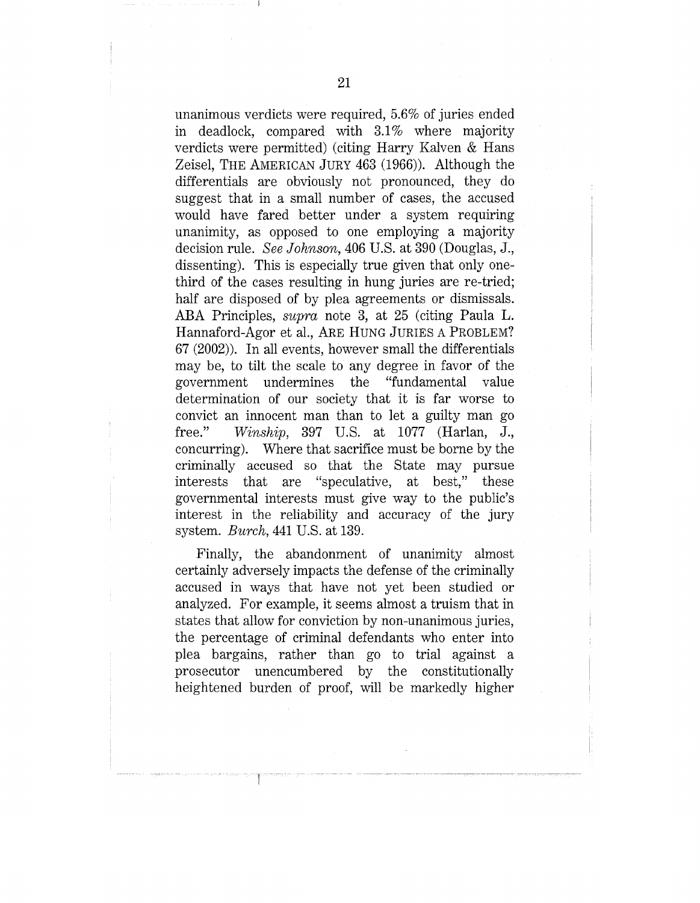unanimous verdicts were required, 5.6% of juries ended in deadlock, compared with 3.1% where majority verdicts were permitted) (citing Harry Kalven & Hans Zeisel, THE AMERICAN JURY 463 (1966)). Although the differentials are obviously not pronounced, they do suggest that in a small number of cases, the accused would have fared better under a system requiring unanimity, as opposed to one employing a majority decision rule. *See Johnson*, 406 U.S. at 390 (Douglas, J., dissenting). This is especially true given that only one-third of the cases resulting in hung juries are re-tried; half are disposed of by plea agreements or dismissals. ABA Principles, *supra* note 3, at 25 (citing Paula L. Hannaford-Agor et al., ARE HUNG JURIES A PROBLEM? 67 (2002)). In all events, however small the differentials may be, to tilt the scale to any degree in favor of the government undermines the "fundamental value determination of our society that it is far worse to convict an innocent man than to let a guilty man go free." *Winship*, 397 U.S. at 1077 (Harlan, J., concurring). Where that sacrifice must be borne by the criminally accused so that the State may pursue interests that are "speculative, at best," these governmental interests must give way to the public's interest in the reliability and accuracy of the jury system. *Burch*, 441 U.S. at 139.

Finally, the abandonment of unanimity almost certainly adversely impacts the defense of the criminally accused in ways that have not yet been studied or analyzed. For example, it seems almost a truism that in states that allow for conviction by non-unanimous juries, the percentage of criminal defendants who enter into plea bargains, rather than go to trial against a prosecutor unencumbered by the constitutionally heightened burden of proof, will be markedly higher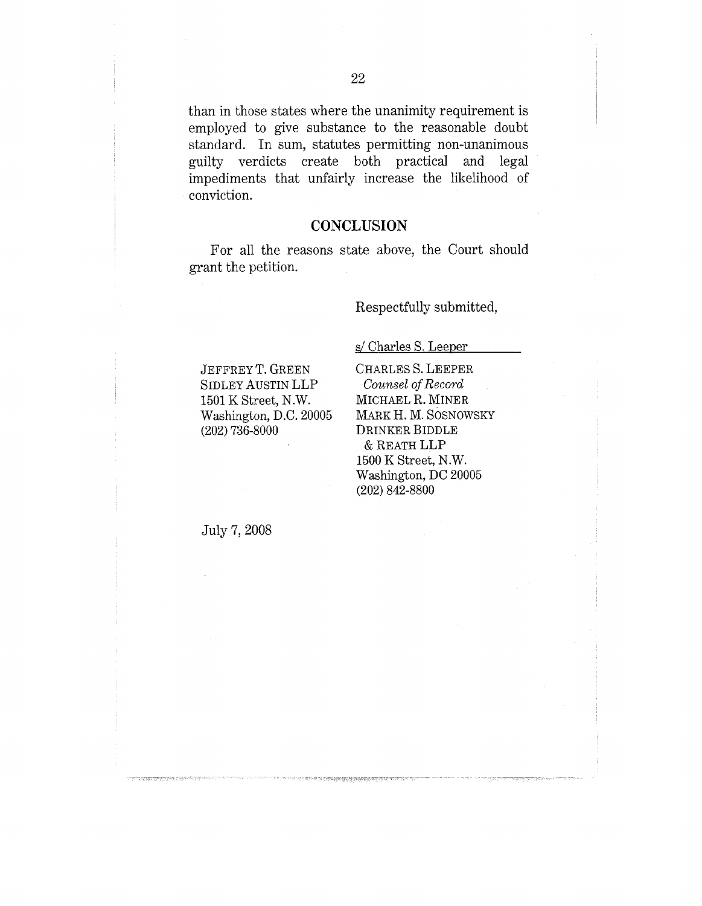than in those states where the unanimity requirement is employed to give substance to the reasonable doubt standard. In sum, statutes permitting non-unanimous guilty verdicts create both practical and legal impediments that unfairly increase the likelihood of conviction.

## CONCLUSION

For all the reasons state above, the Court should grant the petition.

Respectfully submitted,

s/ Charles S. Leeper

JEFFREY T. GREEN
SIDLEY AUSTIN LLP
1501 K Street, N.W.
Washington, D.C. 20005
(202) 736-8000

CHARLES S. LEEPER
*Counsel of Record*
MICHAEL R. MINER
MARK H. M. SOSNOWSKY
DRINKER BIDDLE
& REATH LLP
1500 K Street, N.W.
Washington, DC 20005
(202) 842-8800

July 7, 2008